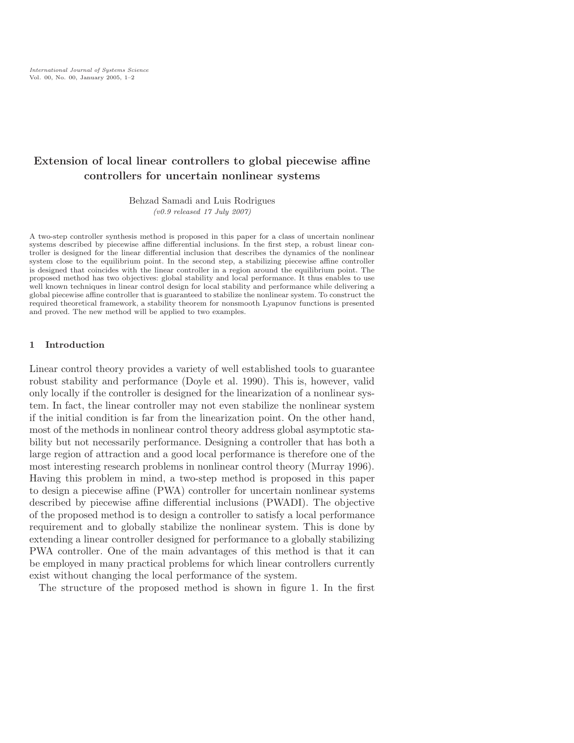# Extension of local linear controllers to global piecewise affine controllers for uncertain nonlinear systems

Behzad Samadi and Luis Rodrigues

*(v0.9 released 17 July 2007)*

A two-step controller synthesis method is proposed in this paper for a class of uncertain nonlinear systems described by piecewise affine differential inclusions. In the first step, a robust linear controller is designed for the linear differential inclusion that describes the dynamics of the nonlinear system close to the equilibrium point. In the second step, a stabilizing piecewise affine controller is designed that coincides with the linear controller in a region around the equilibrium point. The proposed method has two objectives: global stability and local performance. It thus enables to use well known techniques in linear control design for local stability and performance while delivering a global piecewise affine controller that is guaranteed to stabilize the nonlinear system. To construct the required theoretical framework, a stability theorem for nonsmooth Lyapunov functions is presented and proved. The new method will be applied to two examples.

## 1 Introduction

Linear control theory provides a variety of well established tools to guarantee robust stability and performance (Doyle et al. 1990). This is, however, valid only locally if the controller is designed for the linearization of a nonlinear system. In fact, the linear controller may not even stabilize the nonlinear system if the initial condition is far from the linearization point. On the other hand, most of the methods in nonlinear control theory address global asymptotic stability but not necessarily performance. Designing a controller that has both a large region of attraction and a good local performance is therefore one of the most interesting research problems in nonlinear control theory (Murray 1996). Having this problem in mind, a two-step method is proposed in this paper to design a piecewise affine (PWA) controller for uncertain nonlinear systems described by piecewise affine differential inclusions (PWADI). The objective of the proposed method is to design a controller to satisfy a local performance requirement and to globally stabilize the nonlinear system. This is done by extending a linear controller designed for performance to a globally stabilizing PWA controller. One of the main advantages of this method is that it can be employed in many practical problems for which linear controllers currently exist without changing the local performance of the system.

The structure of the proposed method is shown in figure 1. In the first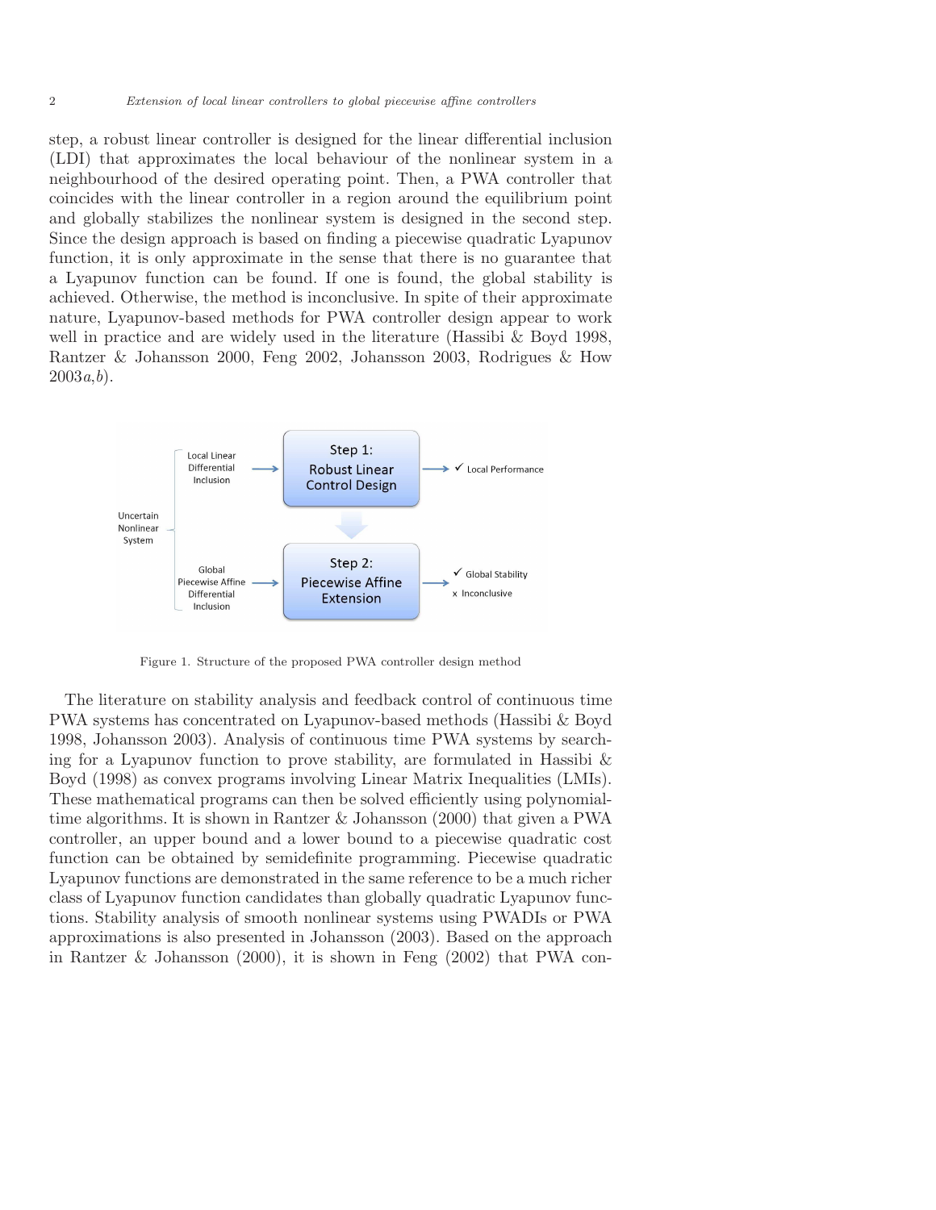step, a robust linear controller is designed for the linear differential inclusion (LDI) that approximates the local behaviour of the nonlinear system in a neighbourhood of the desired operating point. Then, a PWA controller that coincides with the linear controller in a region around the equilibrium point and globally stabilizes the nonlinear system is designed in the second step. Since the design approach is based on finding a piecewise quadratic Lyapunov function, it is only approximate in the sense that there is no guarantee that a Lyapunov function can be found. If one is found, the global stability is achieved. Otherwise, the method is inconclusive. In spite of their approximate nature, Lyapunov-based methods for PWA controller design appear to work well in practice and are widely used in the literature (Hassibi & Boyd 1998, Rantzer & Johansson 2000, Feng 2002, Johansson 2003, Rodrigues & How 2003*a*,*b*).

Figure 1. Structure of the proposed PWA controller design method

The literature on stability analysis and feedback control of continuous time PWA systems has concentrated on Lyapunov-based methods (Hassibi & Boyd 1998, Johansson 2003). Analysis of continuous time PWA systems by searching for a Lyapunov function to prove stability, are formulated in Hassibi & Boyd (1998) as convex programs involving Linear Matrix Inequalities (LMIs). These mathematical programs can then be solved efficiently using polynomial-time algorithms. It is shown in Rantzer & Johansson (2000) that given a PWA controller, an upper bound and a lower bound to a piecewise quadratic cost function can be obtained by semidefinite programming. Piecewise quadratic Lyapunov functions are demonstrated in the same reference to be a much richer class of Lyapunov function candidates than globally quadratic Lyapunov functions. Stability analysis of smooth nonlinear systems using PWADIs or PWA approximations is also presented in Johansson (2003). Based on the approach in Rantzer & Johansson (2000), it is shown in Feng (2002) that PWA con-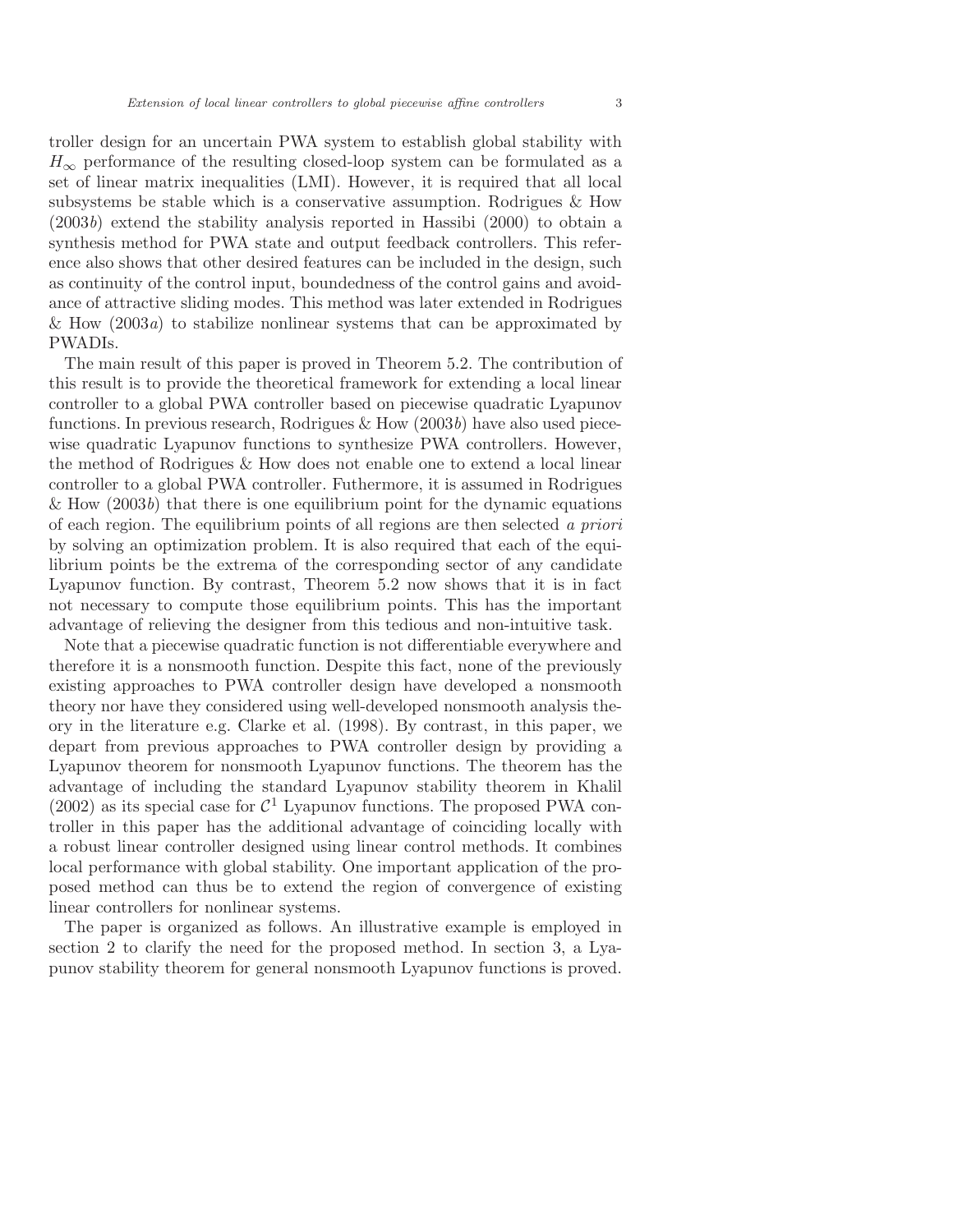troller design for an uncertain PWA system to establish global stability with $H_\infty$ performance of the resulting closed-loop system can be formulated as a set of linear matrix inequalities (LMI). However, it is required that all local subsystems be stable which is a conservative assumption. Rodrigues & How (2003*b*) extend the stability analysis reported in Hassibi (2000) to obtain a synthesis method for PWA state and output feedback controllers. This reference also shows that other desired features can be included in the design, such as continuity of the control input, boundedness of the control gains and avoidance of attractive sliding modes. This method was later extended in Rodrigues & How (2003*a*) to stabilize nonlinear systems that can be approximated by PWADIs.

The main result of this paper is proved in Theorem 5.2. The contribution of this result is to provide the theoretical framework for extending a local linear controller to a global PWA controller based on piecewise quadratic Lyapunov functions. In previous research, Rodrigues & How (2003*b*) have also used piecewise quadratic Lyapunov functions to synthesize PWA controllers. However, the method of Rodrigues & How does not enable one to extend a local linear controller to a global PWA controller. Futhermore, it is assumed in Rodrigues & How (2003*b*) that there is one equilibrium point for the dynamic equations of each region. The equilibrium points of all regions are then selected *a priori* by solving an optimization problem. It is also required that each of the equilibrium points be the extrema of the corresponding sector of any candidate Lyapunov function. By contrast, Theorem 5.2 now shows that it is in fact not necessary to compute those equilibrium points. This has the important advantage of relieving the designer from this tedious and non-intuitive task.

Note that a piecewise quadratic function is not differentiable everywhere and therefore it is a nonsmooth function. Despite this fact, none of the previously existing approaches to PWA controller design have developed a nonsmooth theory nor have they considered using well-developed nonsmooth analysis theory in the literature e.g. Clarke et al. (1998). By contrast, in this paper, we depart from previous approaches to PWA controller design by providing a Lyapunov theorem for nonsmooth Lyapunov functions. The theorem has the advantage of including the standard Lyapunov stability theorem in Khalil (2002) as its special case for $\mathcal{C}^1$ Lyapunov functions. The proposed PWA controller in this paper has the additional advantage of coinciding locally with a robust linear controller designed using linear control methods. It combines local performance with global stability. One important application of the proposed method can thus be to extend the region of convergence of existing linear controllers for nonlinear systems.

The paper is organized as follows. An illustrative example is employed in section 2 to clarify the need for the proposed method. In section 3, a Lyapunov stability theorem for general nonsmooth Lyapunov functions is proved.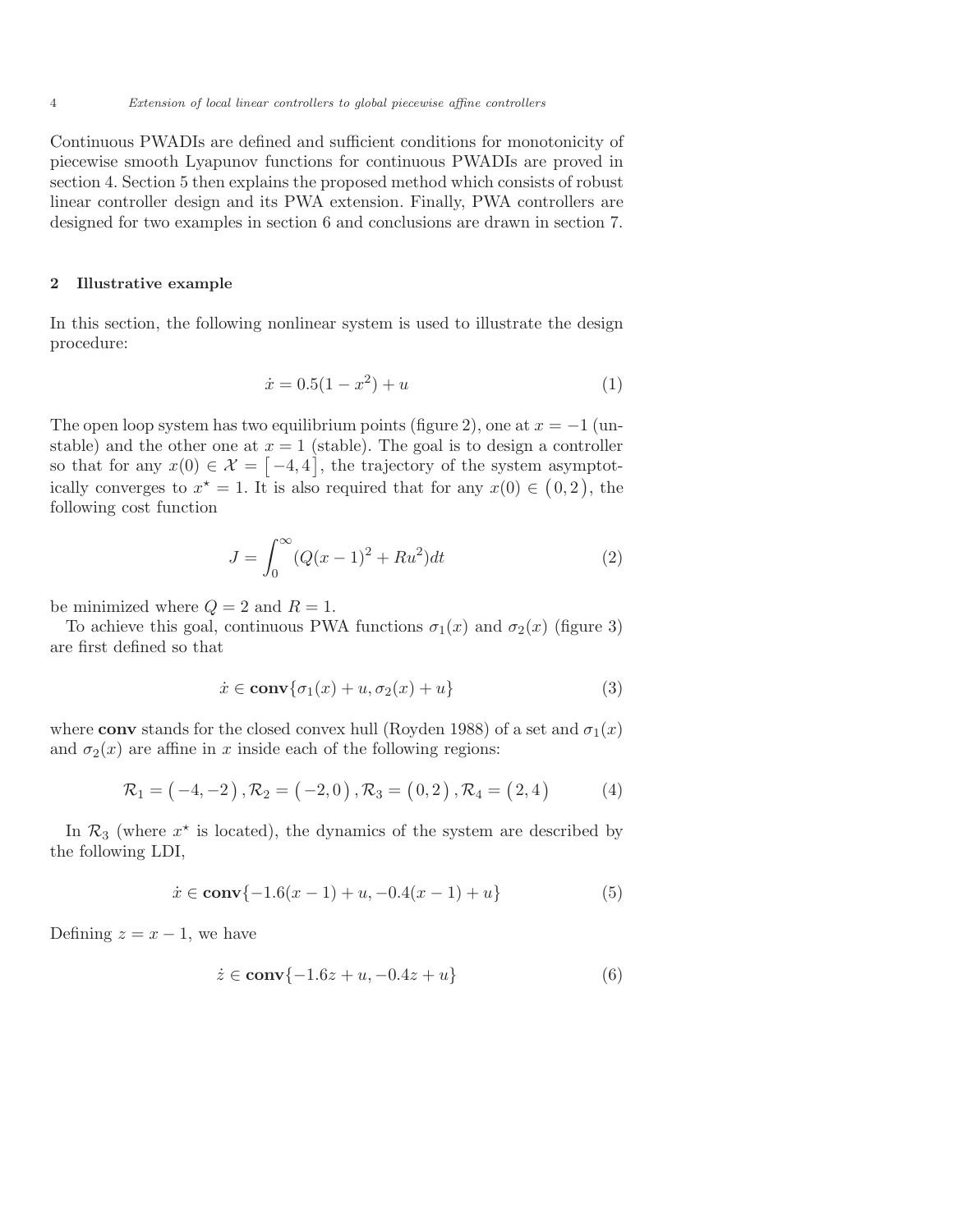Continuous PWADIs are defined and sufficient conditions for monotonicity of piecewise smooth Lyapunov functions for continuous PWADIs are proved in section 4. Section 5 then explains the proposed method which consists of robust linear controller design and its PWA extension. Finally, PWA controllers are designed for two examples in section 6 and conclusions are drawn in section 7.

## 2 Illustrative example

In this section, the following nonlinear system is used to illustrate the design procedure:

$$\dot{x} = 0.5(1 - x^2) + u \tag{1}$$

The open loop system has two equilibrium points (figure 2), one at $x = -1$ (unstable) and the other one at $x = 1$ (stable). The goal is to design a controller so that for any $x(0) \in \mathcal{X} = \left[-4, 4\right]$, the trajectory of the system asymptotically converges to $x^\star = 1$. It is also required that for any $x(0) \in \left(0, 2\right)$, the following cost function

$$J = \int_0^\infty (Q(x-1)^2 + Ru^2) dt \tag{2}$$

be minimized where $Q = 2$ and $R = 1$.

To achieve this goal, continuous PWA functions $\sigma_1(x)$ and $\sigma_2(x)$ (figure 3) are first defined so that

$$\dot{x} \in \mathbf{conv}\{\sigma_1(x) + u, \sigma_2(x) + u\} \tag{3}$$

where **conv** stands for the closed convex hull (Royden 1988) of a set and $\sigma_1(x)$ and $\sigma_2(x)$ are affine in $x$ inside each of the following regions:

$$\mathcal{R}_1 = \left(-4, -2\right), \mathcal{R}_2 = \left(-2, 0\right), \mathcal{R}_3 = \left(0, 2\right), \mathcal{R}_4 = \left(2, 4\right) \tag{4}$$

In $\mathcal{R}_3$ (where $x^\star$ is located), the dynamics of the system are described by the following LDI,

$$\dot{x} \in \mathbf{conv}\{-1.6(x-1) + u, -0.4(x-1) + u\} \tag{5}$$

Defining $z = x - 1$, we have

$$\dot{z} \in \mathbf{conv}\{-1.6z + u, -0.4z + u\} \tag{6}$$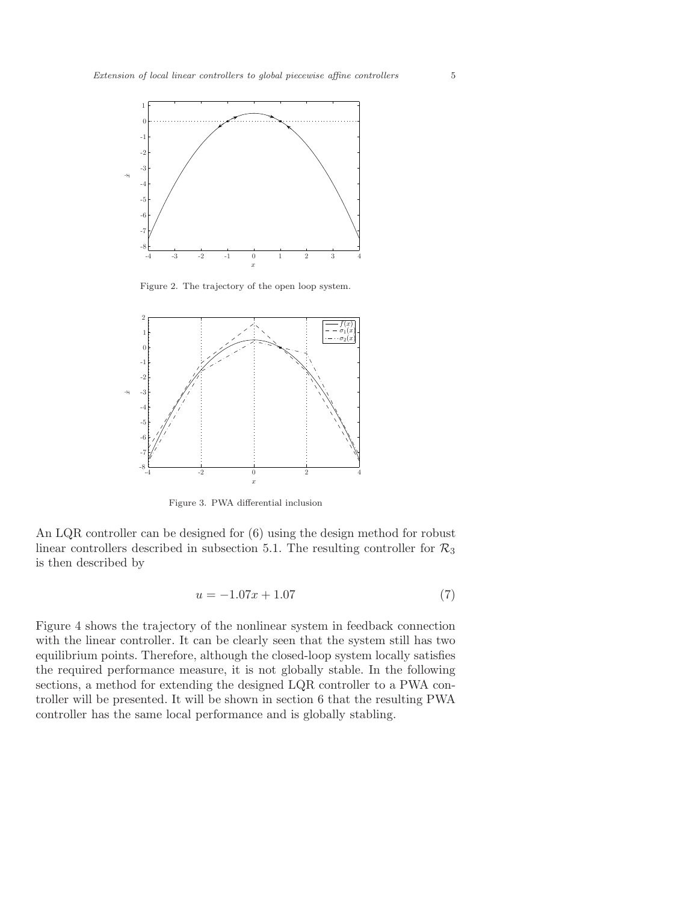Figure 2. The trajectory of the open loop system.

Figure 3. PWA differential inclusion

An LQR controller can be designed for (6) using the design method for robust linear controllers described in subsection 5.1. The resulting controller for $\mathcal{R}_3$ is then described by

$$u = -1.07x + 1.07 \tag{7}$$

Figure 4 shows the trajectory of the nonlinear system in feedback connection with the linear controller. It can be clearly seen that the system still has two equilibrium points. Therefore, although the closed-loop system locally satisfies the required performance measure, it is not globally stable. In the following sections, a method for extending the designed LQR controller to a PWA controller will be presented. It will be shown in section 6 that the resulting PWA controller has the same local performance and is globally stabling.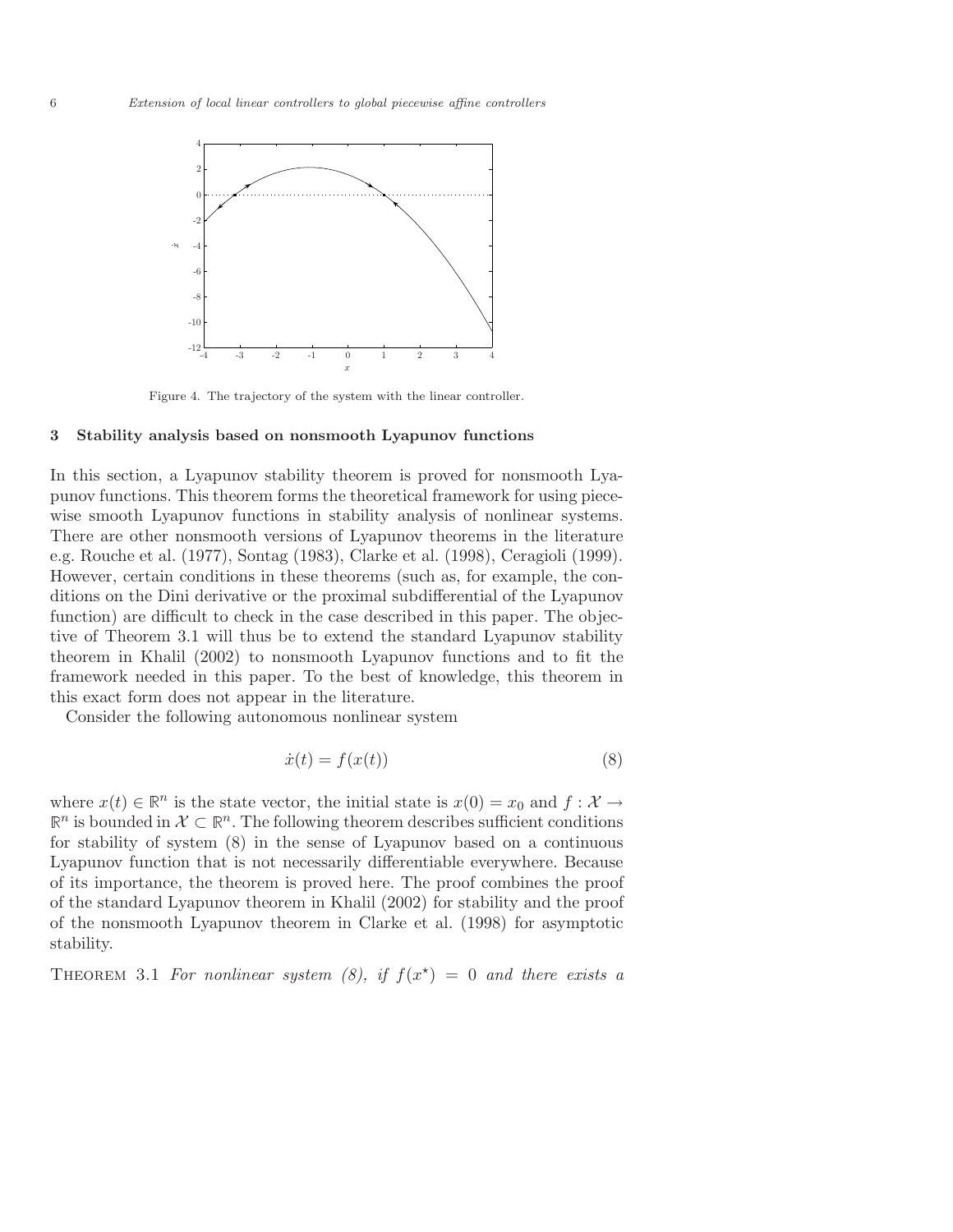Figure 4. The trajectory of the system with the linear controller.

### 3 Stability analysis based on nonsmooth Lyapunov functions

In this section, a Lyapunov stability theorem is proved for nonsmooth Lyapunov functions. This theorem forms the theoretical framework for using piecewise smooth Lyapunov functions in stability analysis of nonlinear systems. There are other nonsmooth versions of Lyapunov theorems in the literature e.g. Rouche et al. (1977), Sontag (1983), Clarke et al. (1998), Ceragioli (1999). However, certain conditions in these theorems (such as, for example, the conditions on the Dini derivative or the proximal subdifferential of the Lyapunov function) are difficult to check in the case described in this paper. The objective of Theorem 3.1 will thus be to extend the standard Lyapunov stability theorem in Khalil (2002) to nonsmooth Lyapunov functions and to fit the framework needed in this paper. To the best of knowledge, this theorem in this exact form does not appear in the literature.

Consider the following autonomous nonlinear system

$$\dot{x}(t) = f(x(t)) \tag{8}$$

where $x(t) \in \mathbb{R}^n$ is the state vector, the initial state is $x(0) = x_0$ and $f : \mathcal{X} \to \mathbb{R}^n$ is bounded in $\mathcal{X} \subset \mathbb{R}^n$. The following theorem describes sufficient conditions for stability of system (8) in the sense of Lyapunov based on a continuous Lyapunov function that is not necessarily differentiable everywhere. Because of its importance, the theorem is proved here. The proof combines the proof of the standard Lyapunov theorem in Khalil (2002) for stability and the proof of the nonsmooth Lyapunov theorem in Clarke et al. (1998) for asymptotic stability.

Theorem 3.1 *For nonlinear system (8), if $f(x^{\star}) = 0$ and there exists a*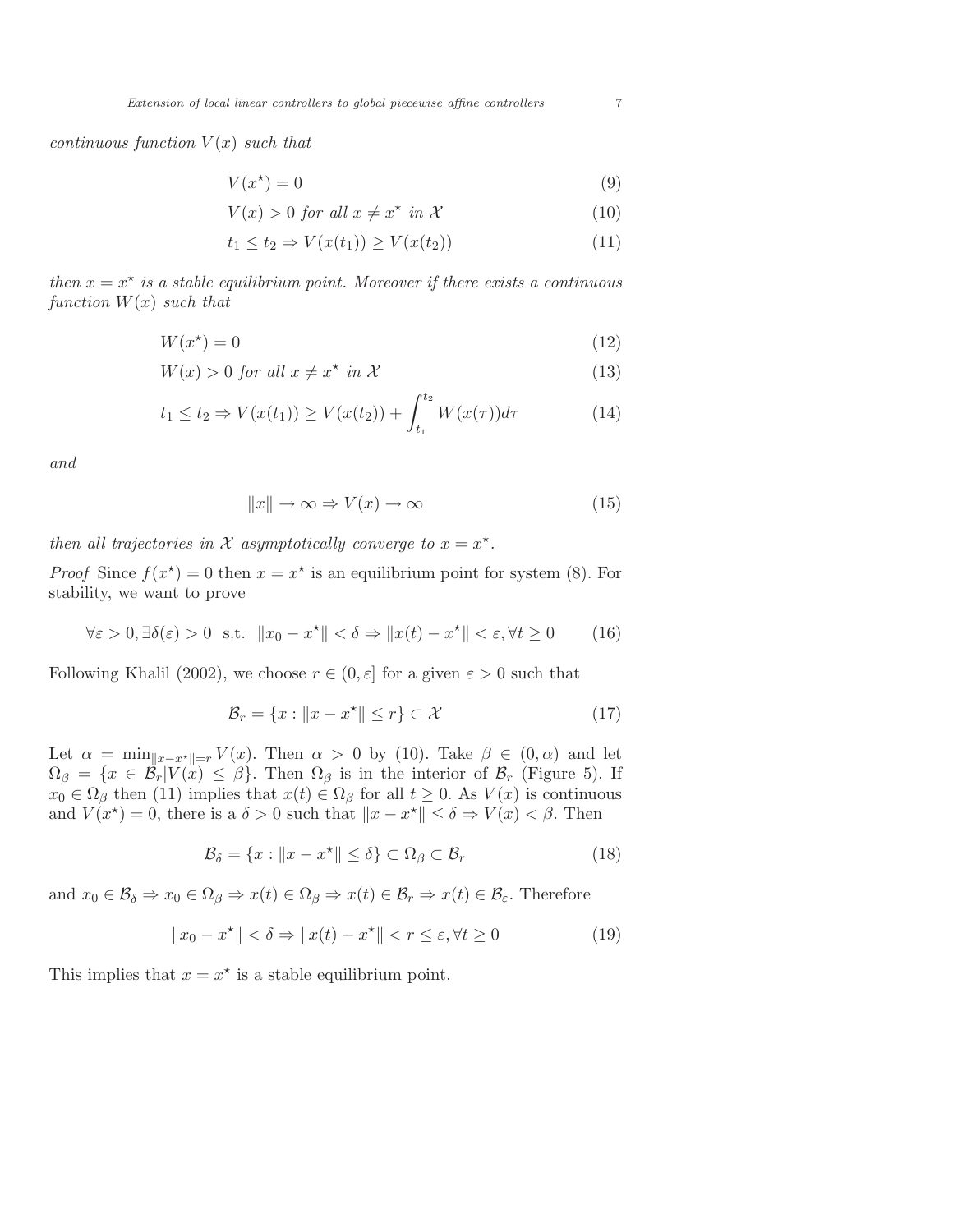*continuous function $V(x)$ such that*

$$V(x^\star) = 0 \tag{9}$$

$$V(x) > 0 \text{ for all } x \neq x^\star \text{ in } \mathcal{X} \tag{10}$$

$$t_1 \leq t_2 \Rightarrow V(x(t_1)) \geq V(x(t_2)) \tag{11}$$

*then $x = x^\star$ is a stable equilibrium point. Moreover if there exists a continuous function $W(x)$ such that*

$$W(x^\star) = 0 \tag{12}$$

$$W(x) > 0 \text{ for all } x \neq x^\star \text{ in } \mathcal{X} \tag{13}$$

$$t_1 \leq t_2 \Rightarrow V(x(t_1)) \geq V(x(t_2)) + \int_{t_1}^{t_2} W(x(\tau))d\tau \tag{14}$$

*and*

$$\|x\| \to \infty \Rightarrow V(x) \to \infty \tag{15}$$

*then all trajectories in $\mathcal{X}$ asymptotically converge to $x = x^\star$.*

*Proof* Since $f(x^\star) = 0$ then $x = x^\star$ is an equilibrium point for system (8). For stability, we want to prove

$$\forall \varepsilon > 0, \exists \delta(\varepsilon) > 0 \ \text{ s.t. } \ \|x_0 - x^\star\| < \delta \Rightarrow \|x(t) - x^\star\| < \varepsilon, \forall t \geq 0 \tag{16}$$

Following Khalil (2002), we choose $r \in (0, \varepsilon]$ for a given $\varepsilon > 0$ such that

$$\mathcal{B}_r = \{x : \|x - x^\star\| \leq r\} \subset \mathcal{X} \tag{17}$$

Let $\alpha = \min_{\|x - x^\star\| = r} V(x)$. Then $\alpha > 0$ by (10). Take $\beta \in (0, \alpha)$ and let $\Omega_\beta = \{x \in \mathcal{B}_r | V(x) \leq \beta\}$. Then $\Omega_\beta$ is in the interior of $\mathcal{B}_r$ (Figure 5). If $x_0 \in \Omega_\beta$ then (11) implies that $x(t) \in \Omega_\beta$ for all $t \geq 0$. As $V(x)$ is continuous and $V(x^\star) = 0$, there is a $\delta > 0$ such that $\|x - x^\star\| \leq \delta \Rightarrow V(x) < \beta$. Then

$$\mathcal{B}_\delta = \{x : \|x - x^\star\| \leq \delta\} \subset \Omega_\beta \subset \mathcal{B}_r \tag{18}$$

and $x_0 \in \mathcal{B}_\delta \Rightarrow x_0 \in \Omega_\beta \Rightarrow x(t) \in \Omega_\beta \Rightarrow x(t) \in \mathcal{B}_r \Rightarrow x(t) \in \mathcal{B}_\varepsilon$. Therefore

$$\|x_0 - x^\star\| < \delta \Rightarrow \|x(t) - x^\star\| < r \leq \varepsilon, \forall t \geq 0 \tag{19}$$

This implies that $x = x^\star$ is a stable equilibrium point.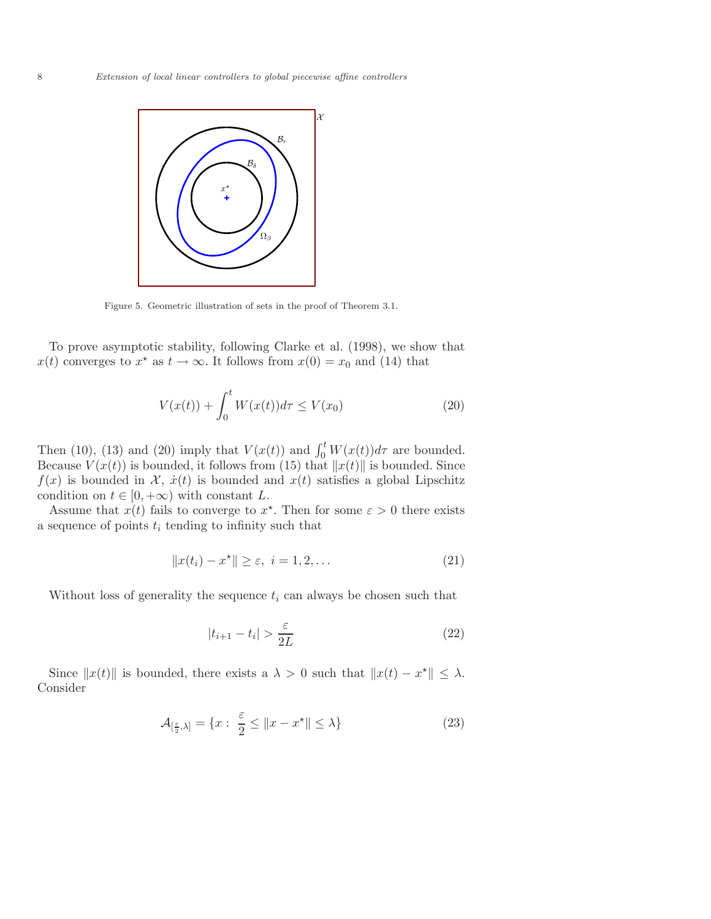Figure 5. Geometric illustration of sets in the proof of Theorem 3.1.

To prove asymptotic stability, following Clarke et al. (1998), we show that $x(t)$ converges to $x^\star$ as $t \to \infty$. It follows from $x(0) = x_0$ and (14) that

$$V(x(t)) + \int_0^t W(x(t))d\tau \le V(x_0) \tag{20}$$

Then (10), (13) and (20) imply that $V(x(t))$ and $\int_0^t W(x(t))d\tau$ are bounded. Because $V(x(t))$ is bounded, it follows from (15) that $\|x(t)\|$ is bounded. Since $f(x)$ is bounded in $\mathcal{X}$, $\dot{x}(t)$ is bounded and $x(t)$ satisfies a global Lipschitz condition on $t \in [0, +\infty)$ with constant $L$.

Assume that $x(t)$ fails to converge to $x^\star$. Then for some $\varepsilon > 0$ there exists a sequence of points $t_i$ tending to infinity such that

$$\|x(t_i) - x^\star\| \ge \varepsilon, \ i = 1, 2, \ldots \tag{21}$$

Without loss of generality the sequence $t_i$ can always be chosen such that

$$|t_{i+1} - t_i| > \frac{\varepsilon}{2L} \tag{22}$$

Since $\|x(t)\|$ is bounded, there exists a $\lambda > 0$ such that $\|x(t) - x^\star\| \le \lambda$. Consider

$$\mathcal{A}_{[\frac{\varepsilon}{2},\lambda]} = \{x : \ \frac{\varepsilon}{2} \le \|x - x^\star\| \le \lambda\} \tag{23}$$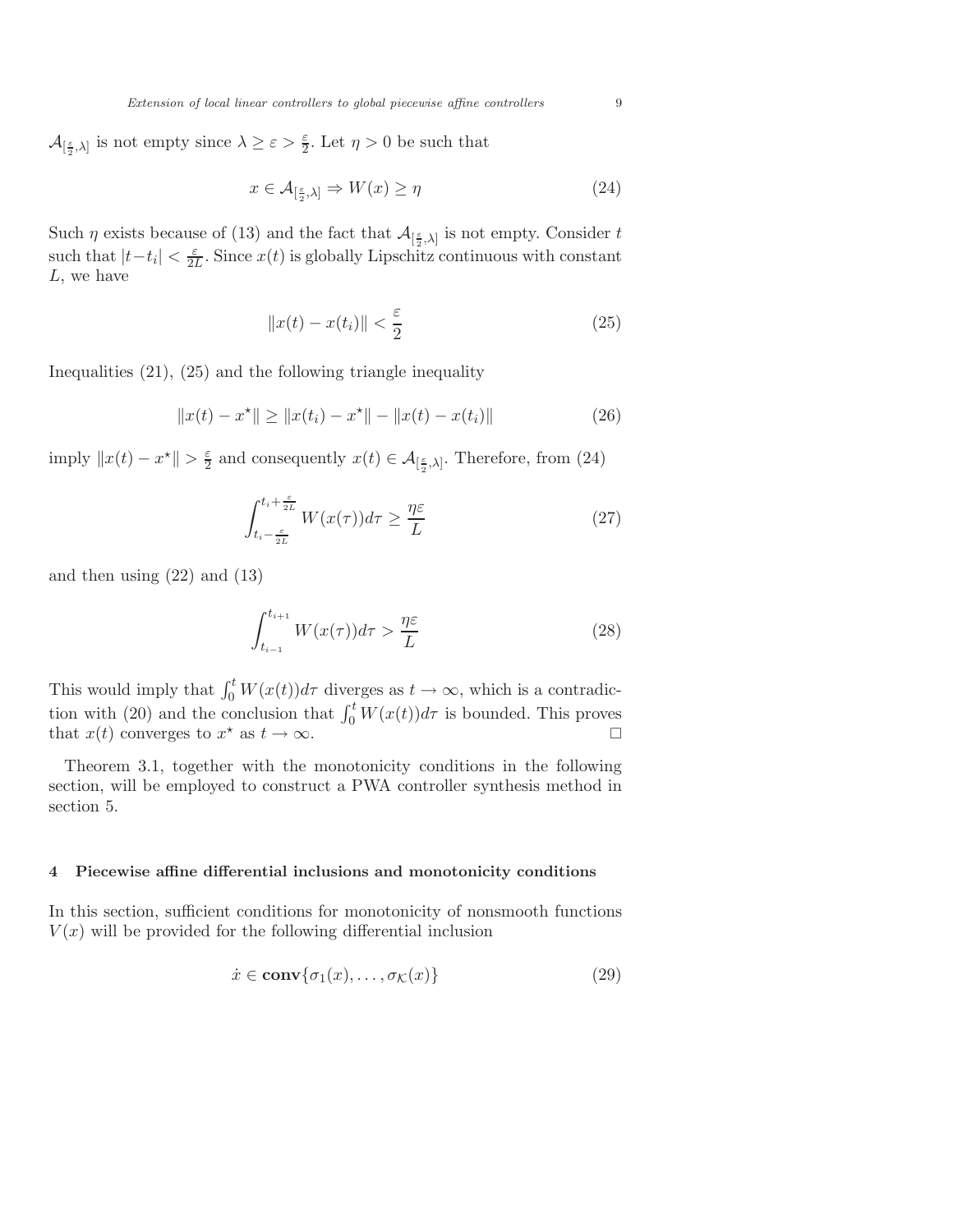$\mathcal{A}_{[\frac{\varepsilon}{2},\lambda]}$ is not empty since $\lambda \geq \varepsilon > \frac{\varepsilon}{2}$. Let $\eta > 0$ be such that

$$x \in \mathcal{A}_{[\frac{\varepsilon}{2},\lambda]} \Rightarrow W(x) \geq \eta \tag{24}$$

Such $\eta$ exists because of (13) and the fact that $\mathcal{A}_{[\frac{\varepsilon}{2},\lambda]}$ is not empty. Consider $t$ such that $|t - t_i| < \frac{\varepsilon}{2L}$. Since $x(t)$ is globally Lipschitz continuous with constant $L$, we have

$$\|x(t) - x(t_i)\| < \frac{\varepsilon}{2} \tag{25}$$

Inequalities (21), (25) and the following triangle inequality

$$\|x(t) - x^\star\| \geq \|x(t_i) - x^\star\| - \|x(t) - x(t_i)\| \tag{26}$$

imply $\|x(t) - x^\star\| > \frac{\varepsilon}{2}$ and consequently $x(t) \in \mathcal{A}_{[\frac{\varepsilon}{2},\lambda]}$. Therefore, from (24)

$$\int_{t_i - \frac{\varepsilon}{2L}}^{t_i + \frac{\varepsilon}{2L}} W(x(\tau))d\tau \geq \frac{\eta\varepsilon}{L} \tag{27}$$

and then using (22) and (13)

$$\int_{t_{i-1}}^{t_{i+1}} W(x(\tau))d\tau > \frac{\eta\varepsilon}{L} \tag{28}$$

This would imply that $\int_0^t W(x(t))d\tau$ diverges as $t \to \infty$, which is a contradiction with (20) and the conclusion that $\int_0^t W(x(t))d\tau$ is bounded. This proves that $x(t)$ converges to $x^\star$ as $t \to \infty$. □

Theorem 3.1, together with the monotonicity conditions in the following section, will be employed to construct a PWA controller synthesis method in section 5.

## 4 Piecewise affine differential inclusions and monotonicity conditions

In this section, sufficient conditions for monotonicity of nonsmooth functions $V(x)$ will be provided for the following differential inclusion

$$\dot{x} \in \mathbf{conv}\{\sigma_1(x), \ldots, \sigma_{\mathcal{K}}(x)\} \tag{29}$$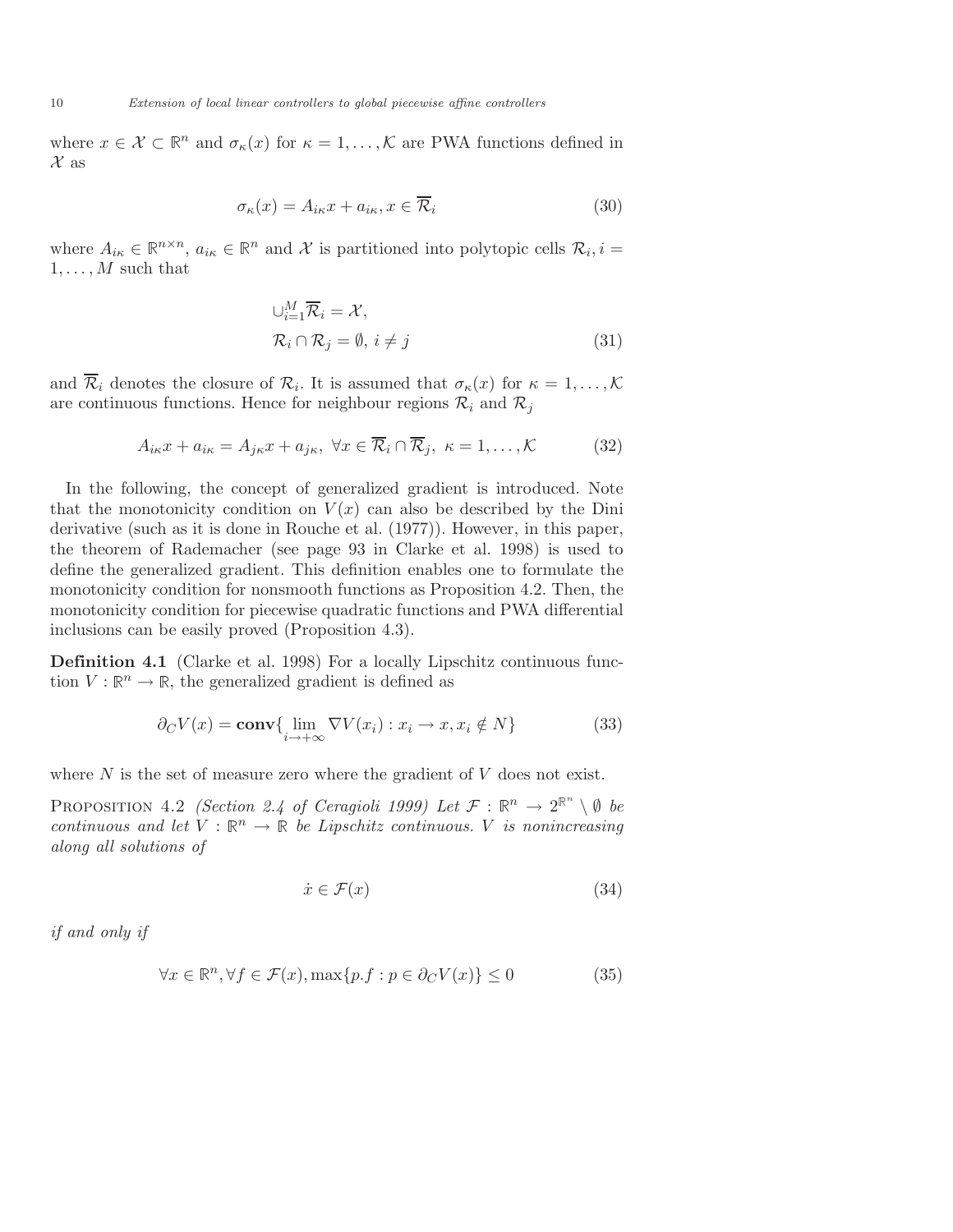where $x \in \mathcal{X} \subset \mathbb{R}^n$ and $\sigma_\kappa(x)$ for $\kappa = 1, \ldots, \mathcal{K}$ are PWA functions defined in $\mathcal{X}$ as

$$\sigma_\kappa(x) = A_{i\kappa}x + a_{i\kappa}, x \in \overline{\mathcal{R}}_i \tag{30}$$

where $A_{i\kappa} \in \mathbb{R}^{n \times n}$, $a_{i\kappa} \in \mathbb{R}^n$ and $\mathcal{X}$ is partitioned into polytopic cells $\mathcal{R}_i, i = 1, \ldots, M$ such that

$$\begin{aligned} &\cup_{i=1}^{M} \overline{\mathcal{R}}_i = \mathcal{X}, \\ &\mathcal{R}_i \cap \mathcal{R}_j = \emptyset, \, i \neq j \end{aligned} \tag{31}$$

and $\overline{\mathcal{R}}_i$ denotes the closure of $\mathcal{R}_i$. It is assumed that $\sigma_\kappa(x)$ for $\kappa = 1, \ldots, \mathcal{K}$ are continuous functions. Hence for neighbour regions $\mathcal{R}_i$ and $\mathcal{R}_j$

$$A_{i\kappa}x + a_{i\kappa} = A_{j\kappa}x + a_{j\kappa}, \; \forall x \in \overline{\mathcal{R}}_i \cap \overline{\mathcal{R}}_j, \; \kappa = 1, \ldots, \mathcal{K} \tag{32}$$

In the following, the concept of generalized gradient is introduced. Note that the monotonicity condition on $V(x)$ can also be described by the Dini derivative (such as it is done in Rouche et al. (1977)). However, in this paper, the theorem of Rademacher (see page 93 in Clarke et al. 1998) is used to define the generalized gradient. This definition enables one to formulate the monotonicity condition for nonsmooth functions as Proposition 4.2. Then, the monotonicity condition for piecewise quadratic functions and PWA differential inclusions can be easily proved (Proposition 4.3).

**Definition 4.1** (Clarke et al. 1998) For a locally Lipschitz continuous function $V : \mathbb{R}^n \to \mathbb{R}$, the generalized gradient is defined as

$$\partial_C V(x) = \mathbf{conv}\{\lim_{i \to +\infty} \nabla V(x_i) : x_i \to x, x_i \notin N\} \tag{33}$$

where $N$ is the set of measure zero where the gradient of $V$ does not exist.

PROPOSITION 4.2 *(Section 2.4 of Ceragioli 1999) Let $\mathcal{F} : \mathbb{R}^n \to 2^{\mathbb{R}^n} \setminus \emptyset$ be continuous and let $V : \mathbb{R}^n \to \mathbb{R}$ be Lipschitz continuous. $V$ is nonincreasing along all solutions of*

$$\dot{x} \in \mathcal{F}(x) \tag{34}$$

*if and only if*

$$\forall x \in \mathbb{R}^n, \forall f \in \mathcal{F}(x), \max\{p.f : p \in \partial_C V(x)\} \leq 0 \tag{35}$$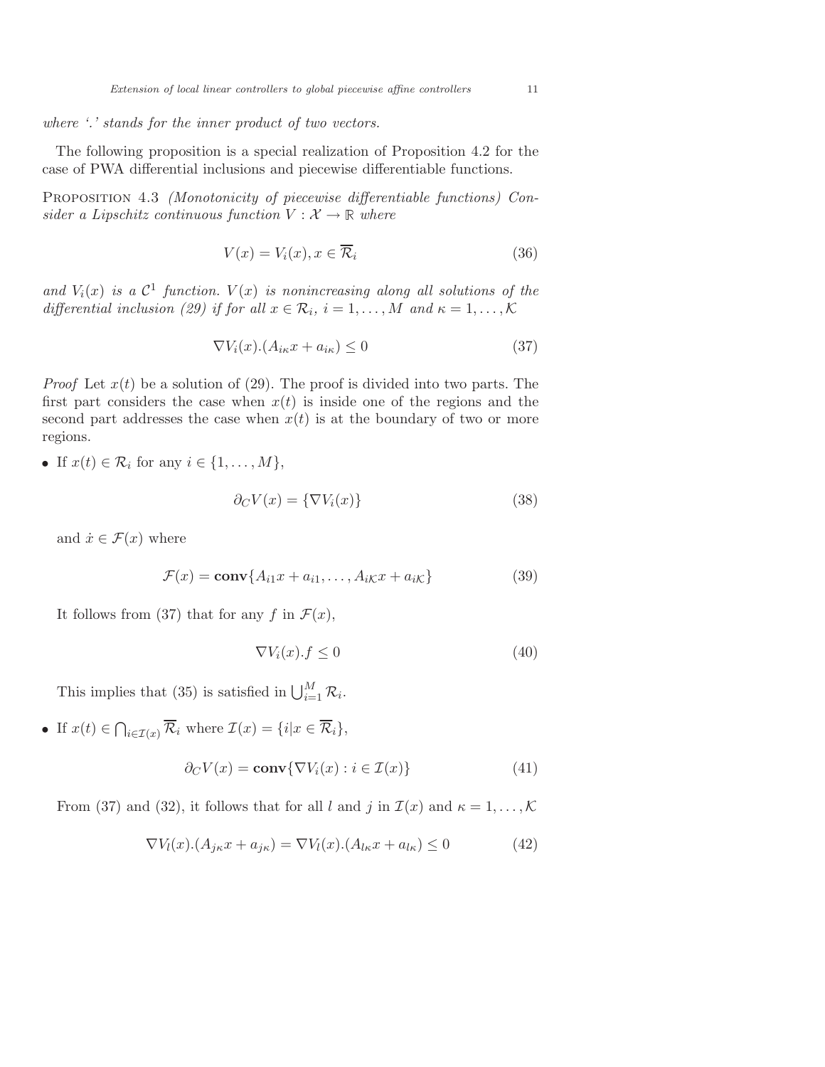*where '.' stands for the inner product of two vectors.*

The following proposition is a special realization of Proposition 4.2 for the case of PWA differential inclusions and piecewise differentiable functions.

PROPOSITION 4.3 *(Monotonicity of piecewise differentiable functions) Consider a Lipschitz continuous function $V : \mathcal{X} \to \mathbb{R}$ where*

$$V(x) = V_i(x), x \in \overline{\mathcal{R}}_i \tag{36}$$

*and $V_i(x)$ is a $\mathcal{C}^1$ function. $V(x)$ is nonincreasing along all solutions of the differential inclusion (29) if for all $x \in \mathcal{R}_i$, $i = 1, \ldots, M$ and $\kappa = 1, \ldots, \mathcal{K}$*

$$\nabla V_i(x).(A_{i\kappa}x + a_{i\kappa}) \leq 0 \tag{37}$$

*Proof* Let $x(t)$ be a solution of (29). The proof is divided into two parts. The first part considers the case when $x(t)$ is inside one of the regions and the second part addresses the case when $x(t)$ is at the boundary of two or more regions.

- If $x(t) \in \mathcal{R}_i$ for any $i \in \{1, \ldots, M\}$,

$$\partial_C V(x) = \{\nabla V_i(x)\} \tag{38}$$

  and $\dot{x} \in \mathcal{F}(x)$ where

$$\mathcal{F}(x) = \mathbf{conv}\{A_{i1}x + a_{i1}, \ldots, A_{i\mathcal{K}}x + a_{i\mathcal{K}}\} \tag{39}$$

  It follows from (37) that for any $f$ in $\mathcal{F}(x)$,

$$\nabla V_i(x).f \leq 0 \tag{40}$$

  This implies that (35) is satisfied in $\bigcup_{i=1}^{M} \mathcal{R}_i$.

- If $x(t) \in \bigcap_{i \in \mathcal{I}(x)} \overline{\mathcal{R}}_i$ where $\mathcal{I}(x) = \{i | x \in \overline{\mathcal{R}}_i\}$,

$$\partial_C V(x) = \mathbf{conv}\{\nabla V_i(x) : i \in \mathcal{I}(x)\} \tag{41}$$

  From (37) and (32), it follows that for all $l$ and $j$ in $\mathcal{I}(x)$ and $\kappa = 1, \ldots, \mathcal{K}$

$$\nabla V_l(x).(A_{j\kappa}x + a_{j\kappa}) = \nabla V_l(x).(A_{l\kappa}x + a_{l\kappa}) \leq 0 \tag{42}$$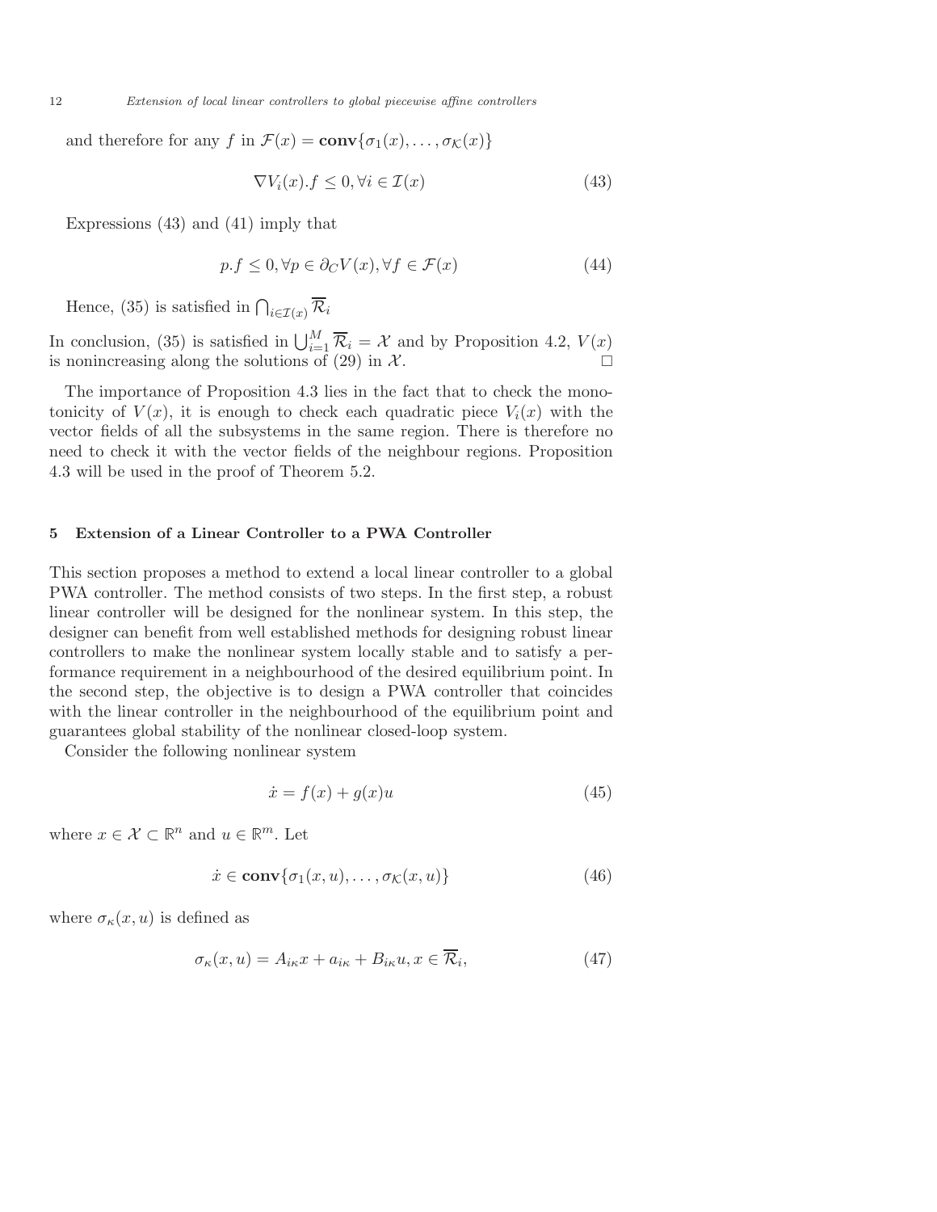and therefore for any $f$ in $\mathcal{F}(x) = \mathbf{conv}\{\sigma_1(x), \ldots, \sigma_{\mathcal{K}}(x)\}$

$$\nabla V_i(x).f \leq 0, \forall i \in \mathcal{I}(x) \tag{43}$$

Expressions (43) and (41) imply that

$$p.f \leq 0, \forall p \in \partial_C V(x), \forall f \in \mathcal{F}(x) \tag{44}$$

Hence, (35) is satisfied in $\bigcap_{i \in \mathcal{I}(x)} \overline{\mathcal{R}}_i$

In conclusion, (35) is satisfied in $\bigcup_{i=1}^{M} \overline{\mathcal{R}}_i = \mathcal{X}$ and by Proposition 4.2, $V(x)$ is nonincreasing along the solutions of (29) in $\mathcal{X}$. □

The importance of Proposition 4.3 lies in the fact that to check the monotonicity of $V(x)$, it is enough to check each quadratic piece $V_i(x)$ with the vector fields of all the subsystems in the same region. There is therefore no need to check it with the vector fields of the neighbour regions. Proposition 4.3 will be used in the proof of Theorem 5.2.

## 5 Extension of a Linear Controller to a PWA Controller

This section proposes a method to extend a local linear controller to a global PWA controller. The method consists of two steps. In the first step, a robust linear controller will be designed for the nonlinear system. In this step, the designer can benefit from well established methods for designing robust linear controllers to make the nonlinear system locally stable and to satisfy a performance requirement in a neighbourhood of the desired equilibrium point. In the second step, the objective is to design a PWA controller that coincides with the linear controller in the neighbourhood of the equilibrium point and guarantees global stability of the nonlinear closed-loop system.

Consider the following nonlinear system

$$\dot{x} = f(x) + g(x)u \tag{45}$$

where $x \in \mathcal{X} \subset \mathbb{R}^n$ and $u \in \mathbb{R}^m$. Let

$$\dot{x} \in \mathbf{conv}\{\sigma_1(x,u), \ldots, \sigma_{\mathcal{K}}(x,u)\} \tag{46}$$

where $\sigma_\kappa(x,u)$ is defined as

$$\sigma_\kappa(x,u) = A_{i\kappa}x + a_{i\kappa} + B_{i\kappa}u, x \in \overline{\mathcal{R}}_i, \tag{47}$$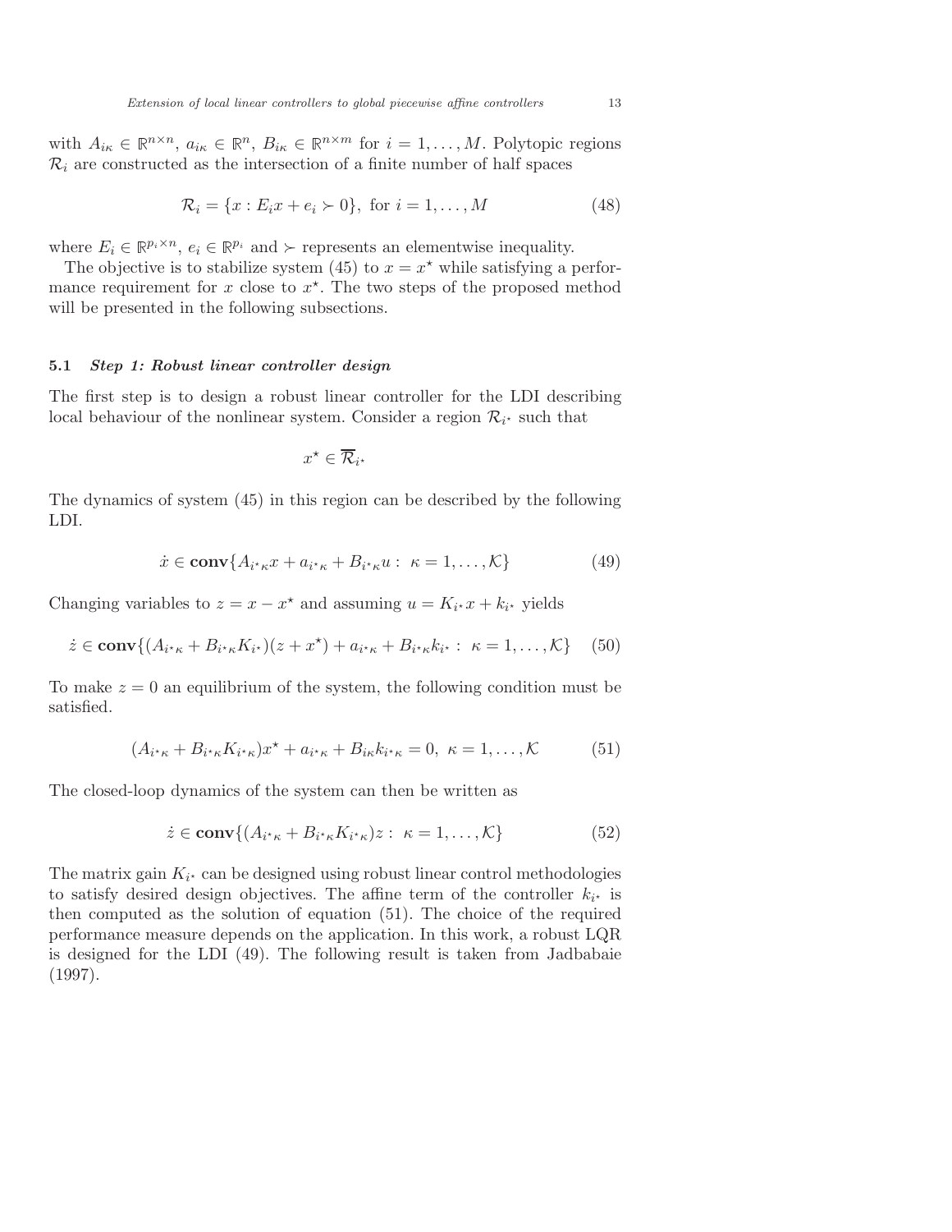with $A_{i\kappa} \in \mathbb{R}^{n\times n}$, $a_{i\kappa} \in \mathbb{R}^{n}$, $B_{i\kappa} \in \mathbb{R}^{n\times m}$ for $i = 1, \dots, M$. Polytopic regions $\mathcal{R}_i$ are constructed as the intersection of a finite number of half spaces

$$
\mathcal{R}_i = \{x : E_i x + e_i \succ 0\}, \text{ for } i = 1, \dots, M \tag{48}
$$

where $E_i \in \mathbb{R}^{p_i \times n}$, $e_i \in \mathbb{R}^{p_i}$ and $\succ$ represents an elementwise inequality.

The objective is to stabilize system (45) to $x = x^\star$ while satisfying a performance requirement for $x$ close to $x^\star$. The two steps of the proposed method will be presented in the following subsections.

### 5.1 *Step 1: Robust linear controller design*

The first step is to design a robust linear controller for the LDI describing local behaviour of the nonlinear system. Consider a region $\mathcal{R}_{i^\star}$ such that

$$
x^\star \in \overline{\mathcal{R}}_{i^\star}
$$

The dynamics of system (45) in this region can be described by the following LDI.

$$
\dot{x} \in \mathbf{conv}\{A_{i^\star\kappa} x + a_{i^\star\kappa} + B_{i^\star\kappa} u : \ \kappa = 1, \dots, \mathcal{K}\} \tag{49}
$$

Changing variables to $z = x - x^\star$ and assuming $u = K_{i^\star} x + k_{i^\star}$ yields

$$
\dot{z} \in \mathbf{conv}\{(A_{i^\star\kappa} + B_{i^\star\kappa} K_{i^\star})(z + x^\star) + a_{i^\star\kappa} + B_{i^\star\kappa} k_{i^\star} : \ \kappa = 1, \dots, \mathcal{K}\} \tag{50}
$$

To make $z = 0$ an equilibrium of the system, the following condition must be satisfied.

$$
(A_{i^\star\kappa} + B_{i^\star\kappa} K_{i^\star\kappa}) x^\star + a_{i^\star\kappa} + B_{i\kappa} k_{i^\star\kappa} = 0, \ \kappa = 1, \dots, \mathcal{K} \tag{51}
$$

The closed-loop dynamics of the system can then be written as

$$
\dot{z} \in \mathbf{conv}\{(A_{i^\star\kappa} + B_{i^\star\kappa} K_{i^\star\kappa}) z : \ \kappa = 1, \dots, \mathcal{K}\} \tag{52}
$$

The matrix gain $K_{i^\star}$ can be designed using robust linear control methodologies to satisfy desired design objectives. The affine term of the controller $k_{i^\star}$ is then computed as the solution of equation (51). The choice of the required performance measure depends on the application. In this work, a robust LQR is designed for the LDI (49). The following result is taken from Jadbabaie (1997).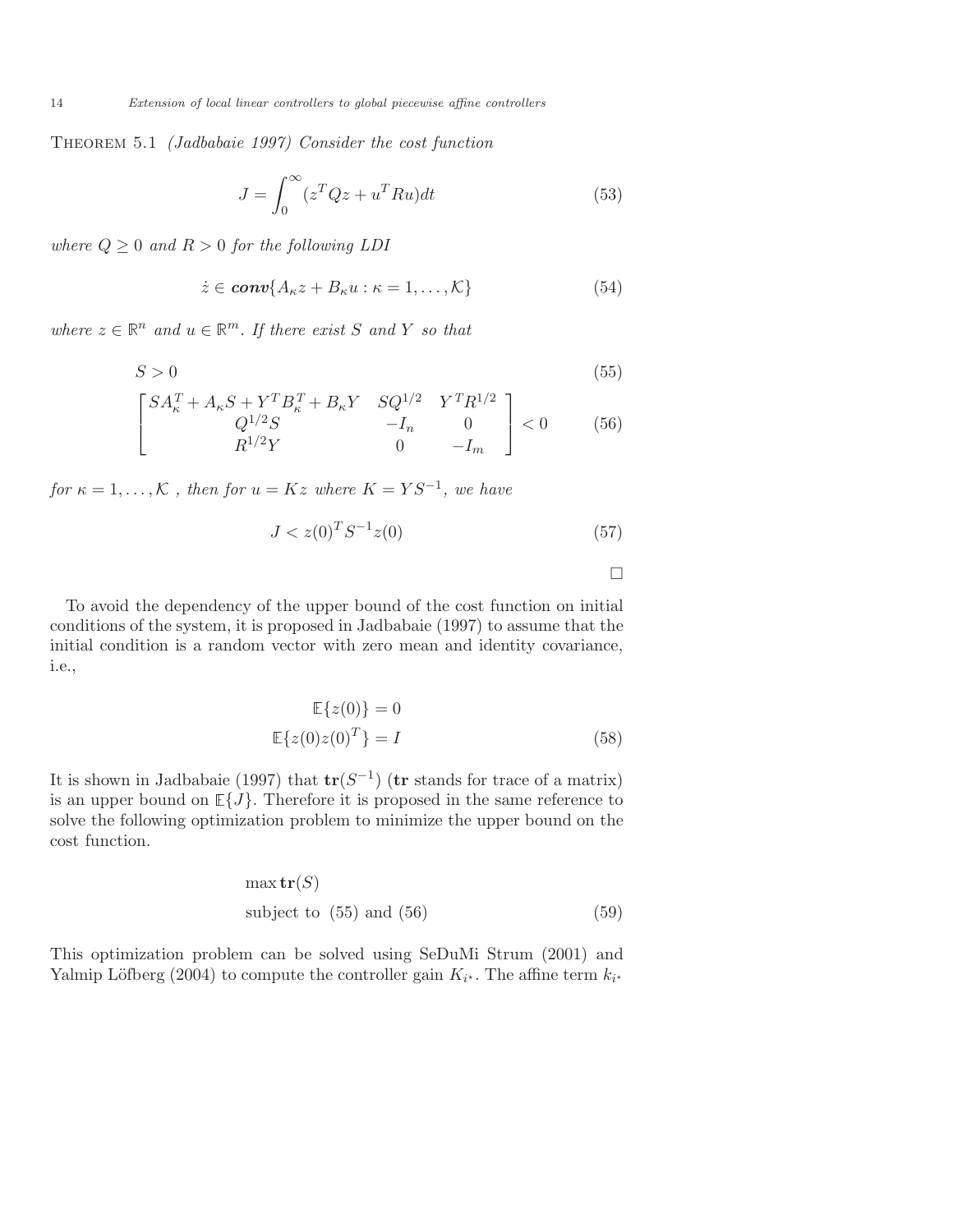THEOREM 5.1 *(Jadbabaie 1997) Consider the cost function*

$$J = \int_0^\infty (z^T Q z + u^T R u) dt \tag{53}$$

*where $Q \geq 0$ and $R > 0$ for the following LDI*

$$\dot{z} \in \boldsymbol{conv}\{A_\kappa z + B_\kappa u : \kappa = 1, \ldots, \mathcal{K}\} \tag{54}$$

*where $z \in \mathbb{R}^n$ and $u \in \mathbb{R}^m$. If there exist $S$ and $Y$ so that*

$$S > 0 \tag{55}$$

$$\begin{bmatrix} SA_\kappa^T + A_\kappa S + Y^T B_\kappa^T + B_\kappa Y & SQ^{1/2} & Y^T R^{1/2} \\ Q^{1/2} S & -I_n & 0 \\ R^{1/2} Y & 0 & -I_m \end{bmatrix} < 0 \tag{56}$$

*for $\kappa = 1, \ldots, \mathcal{K}$ , then for $u = Kz$ where $K = YS^{-1}$, we have*

$$J < z(0)^T S^{-1} z(0) \tag{57}$$

□

To avoid the dependency of the upper bound of the cost function on initial conditions of the system, it is proposed in Jadbabaie (1997) to assume that the initial condition is a random vector with zero mean and identity covariance, i.e.,

$$\begin{aligned} \mathbb{E}\{z(0)\} &= 0 \\ \mathbb{E}\{z(0)z(0)^T\} &= I \end{aligned} \tag{58}$$

It is shown in Jadbabaie (1997) that $\mathbf{tr}(S^{-1})$ ($\mathbf{tr}$ stands for trace of a matrix) is an upper bound on $\mathbb{E}\{J\}$. Therefore it is proposed in the same reference to solve the following optimization problem to minimize the upper bound on the cost function.

$$\begin{aligned} &\max \mathbf{tr}(S) \\ &\text{subject to } \ (55) \text{ and } (56) \end{aligned} \tag{59}$$

This optimization problem can be solved using SeDuMi Strum (2001) and Yalmip Löfberg (2004) to compute the controller gain $K_{i^\star}$. The affine term $k_{i^\star}$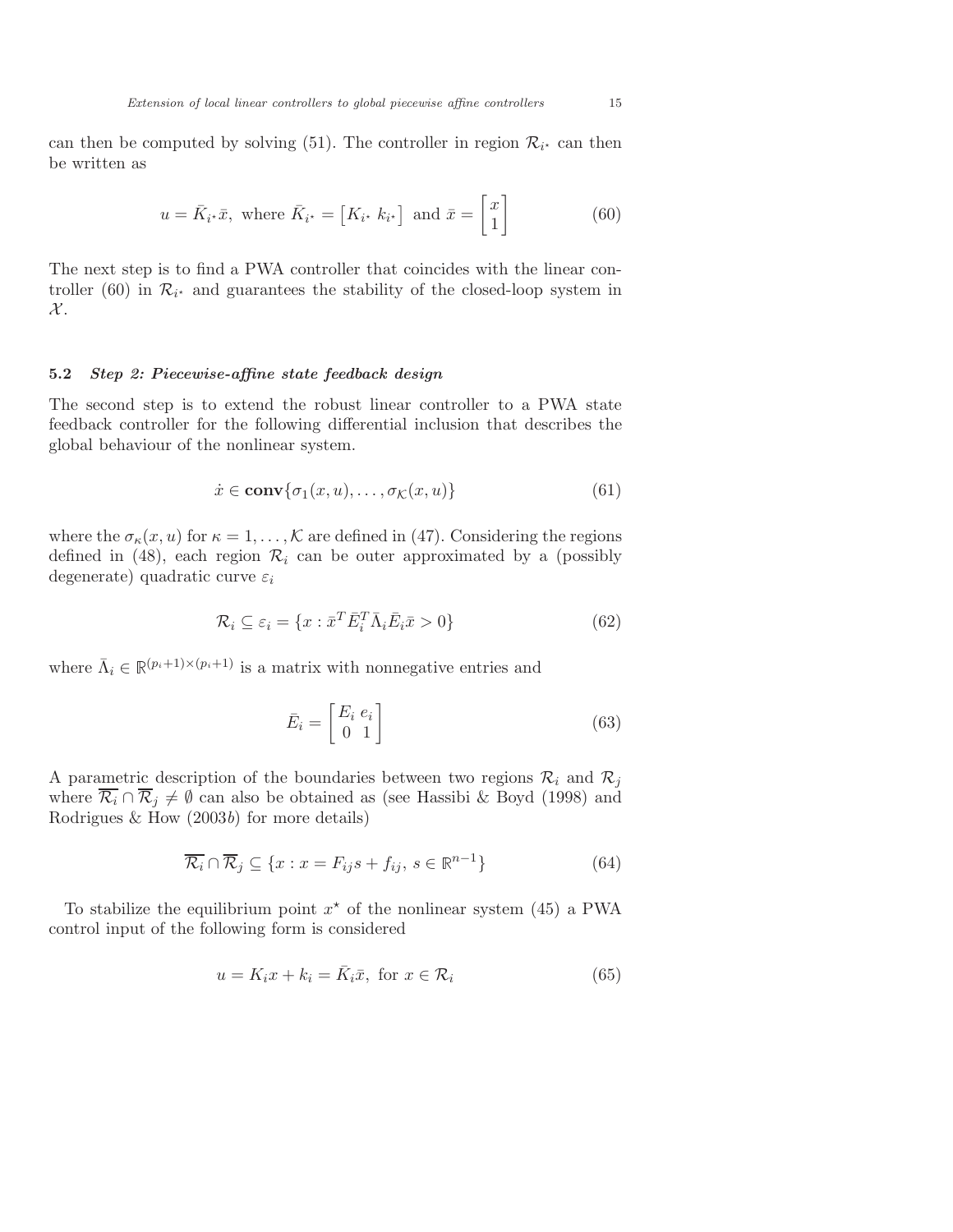can then be computed by solving (51). The controller in region $\mathcal{R}_{i^\star}$ can then be written as

$$u = \bar{K}_{i^\star}\bar{x}, \text{ where } \bar{K}_{i^\star} = \begin{bmatrix} K_{i^\star} & k_{i^\star} \end{bmatrix} \text{ and } \bar{x} = \begin{bmatrix} x \\ 1 \end{bmatrix} \tag{60}$$

The next step is to find a PWA controller that coincides with the linear controller (60) in $\mathcal{R}_{i^\star}$ and guarantees the stability of the closed-loop system in $\mathcal{X}$.

### 5.2 *Step 2: Piecewise-affine state feedback design*

The second step is to extend the robust linear controller to a PWA state feedback controller for the following differential inclusion that describes the global behaviour of the nonlinear system.

$$\dot{x} \in \mathbf{conv}\{\sigma_1(x,u), \ldots, \sigma_{\mathcal{K}}(x,u)\} \tag{61}$$

where the $\sigma_\kappa(x,u)$ for $\kappa = 1, \ldots, \mathcal{K}$ are defined in (47). Considering the regions defined in (48), each region $\mathcal{R}_i$ can be outer approximated by a (possibly degenerate) quadratic curve $\varepsilon_i$

$$\mathcal{R}_i \subseteq \varepsilon_i = \{x : \bar{x}^T \bar{E}_i^T \bar{\Lambda}_i \bar{E}_i \bar{x} > 0\} \tag{62}$$

where $\bar{\Lambda}_i \in \mathbb{R}^{(p_i+1)\times(p_i+1)}$ is a matrix with nonnegative entries and

$$\bar{E}_i = \begin{bmatrix} E_i & e_i \\ 0 & 1 \end{bmatrix} \tag{63}$$

A parametric description of the boundaries between two regions $\mathcal{R}_i$ and $\mathcal{R}_j$ where $\overline{\mathcal{R}_i} \cap \overline{\mathcal{R}}_j \neq \emptyset$ can also be obtained as (see Hassibi & Boyd (1998) and Rodrigues & How (2003*b*) for more details)

$$\overline{\mathcal{R}_i} \cap \overline{\mathcal{R}}_j \subseteq \{x : x = F_{ij}s + f_{ij},\ s \in \mathbb{R}^{n-1}\} \tag{64}$$

To stabilize the equilibrium point $x^\star$ of the nonlinear system (45) a PWA control input of the following form is considered

$$u = K_i x + k_i = \bar{K}_i \bar{x}, \text{ for } x \in \mathcal{R}_i \tag{65}$$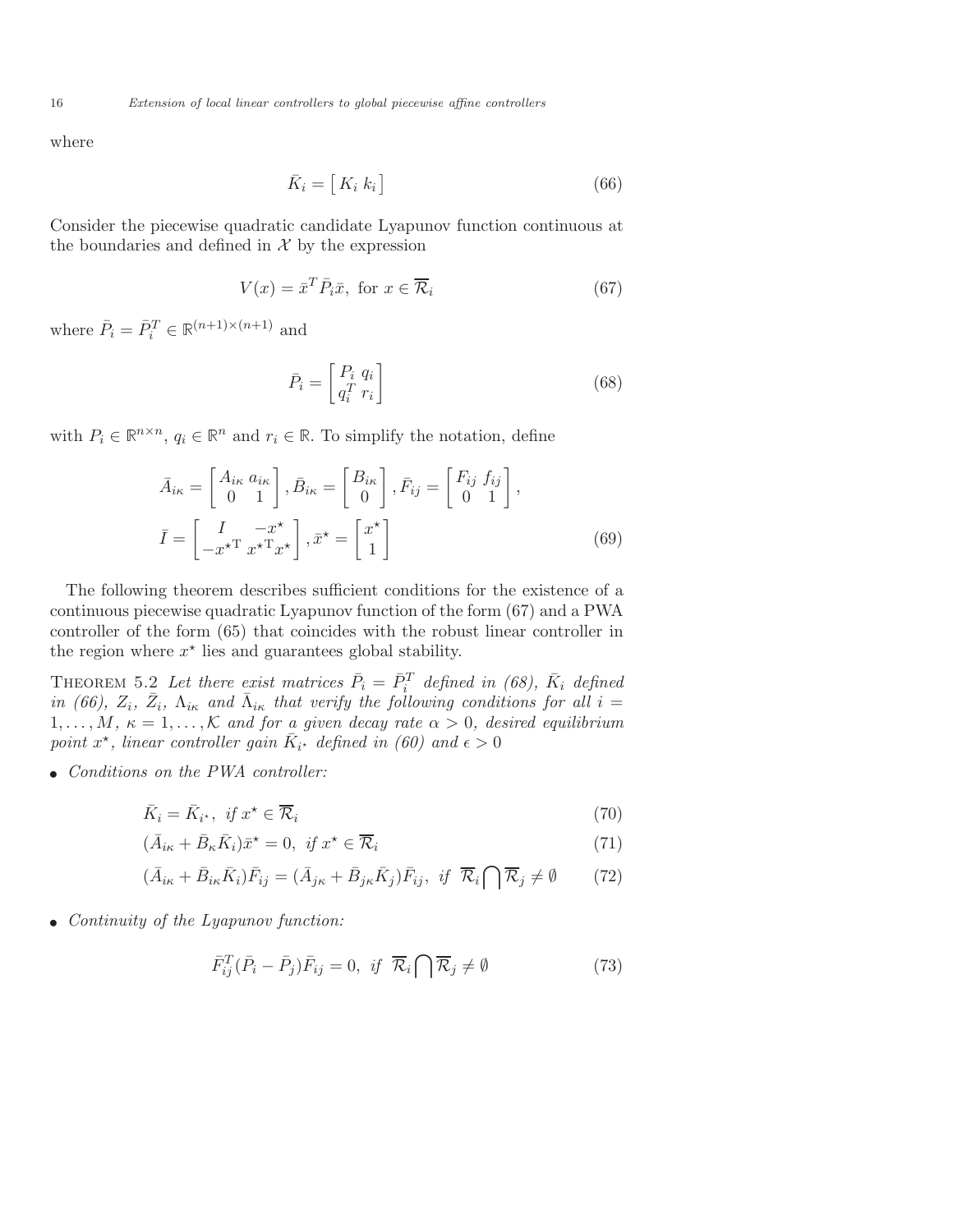where

$$\bar{K}_i = \left[\, K_i \; k_i \,\right] \tag{66}$$

Consider the piecewise quadratic candidate Lyapunov function continuous at the boundaries and defined in $\mathcal{X}$ by the expression

$$V(x) = \bar{x}^T \bar{P}_i \bar{x}, \text{ for } x \in \overline{\mathcal{R}}_i \tag{67}$$

where $\bar{P}_i = \bar{P}_i^T \in \mathbb{R}^{(n+1)\times(n+1)}$ and

$$\bar{P}_i = \begin{bmatrix} P_i & q_i \\ q_i^T & r_i \end{bmatrix} \tag{68}$$

with $P_i \in \mathbb{R}^{n\times n}$, $q_i \in \mathbb{R}^n$ and $r_i \in \mathbb{R}$. To simplify the notation, define

$$\bar{A}_{i\kappa} = \begin{bmatrix} A_{i\kappa} & a_{i\kappa} \\ 0 & 1 \end{bmatrix}, \bar{B}_{i\kappa} = \begin{bmatrix} B_{i\kappa} \\ 0 \end{bmatrix}, \bar{F}_{ij} = \begin{bmatrix} F_{ij} & f_{ij} \\ 0 & 1 \end{bmatrix},$$

$$\bar{I} = \begin{bmatrix} I & -x^\star \\ -x^{\star \mathrm{T}} & x^{\star \mathrm{T}} x^\star \end{bmatrix}, \bar{x}^\star = \begin{bmatrix} x^\star \\ 1 \end{bmatrix} \tag{69}$$

The following theorem describes sufficient conditions for the existence of a continuous piecewise quadratic Lyapunov function of the form (67) and a PWA controller of the form (65) that coincides with the robust linear controller in the region where $x^\star$ lies and guarantees global stability.

Theorem 5.2 *Let there exist matrices $\bar{P}_i = \bar{P}_i^T$ defined in (68), $\bar{K}_i$ defined in (66), $Z_i$, $\bar{Z}_i$, $\Lambda_{i\kappa}$ and $\bar{\Lambda}_{i\kappa}$ that verify the following conditions for all $i = 1, \ldots, M$, $\kappa = 1, \ldots, \mathcal{K}$ and for a given decay rate $\alpha > 0$, desired equilibrium point $x^\star$, linear controller gain $\bar{K}_{i^\star}$ defined in (60) and $\epsilon > 0$*

- *Conditions on the PWA controller:*

$$\bar{K}_i = \bar{K}_{i^\star}, \text{ if } x^\star \in \overline{\mathcal{R}}_i \tag{70}$$

$$(\bar{A}_{i\kappa} + \bar{B}_{\kappa}\bar{K}_i)\bar{x}^\star = 0, \text{ if } x^\star \in \overline{\mathcal{R}}_i \tag{71}$$

$$(\bar{A}_{i\kappa} + \bar{B}_{i\kappa}\bar{K}_i)\bar{F}_{ij} = (\bar{A}_{j\kappa} + \bar{B}_{j\kappa}\bar{K}_j)\bar{F}_{ij}, \text{ if } \overline{\mathcal{R}}_i \bigcap \overline{\mathcal{R}}_j \neq \emptyset \tag{72}$$

- *Continuity of the Lyapunov function:*

$$\bar{F}_{ij}^T(\bar{P}_i - \bar{P}_j)\bar{F}_{ij} = 0, \text{ if } \overline{\mathcal{R}}_i \bigcap \overline{\mathcal{R}}_j \neq \emptyset \tag{73}$$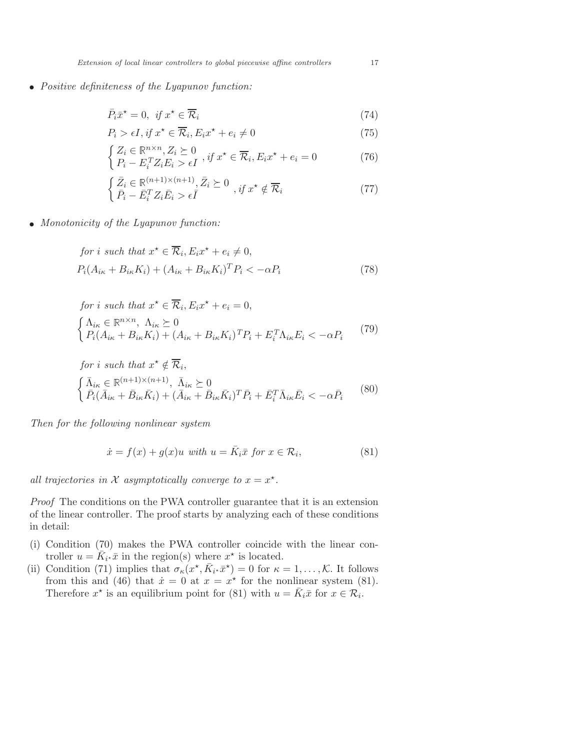- *Positive definiteness of the Lyapunov function:*

$$\bar{P}_i \bar{x}^\star = 0, \; \textit{if } x^\star \in \overline{\mathcal{R}}_i \tag{74}$$

$$P_i > \epsilon I, \textit{if } x^\star \in \overline{\mathcal{R}}_i, E_i x^\star + e_i \neq 0 \tag{75}$$

$$\begin{cases} Z_i \in \mathbb{R}^{n \times n}, Z_i \succeq 0 \\ P_i - E_i^T Z_i E_i > \epsilon I \end{cases}, \textit{if } x^\star \in \overline{\mathcal{R}}_i, E_i x^\star + e_i = 0 \tag{76}$$

$$\begin{cases} \bar{Z}_i \in \mathbb{R}^{(n+1) \times (n+1)}, \bar{Z}_i \succeq 0 \\ \bar{P}_i - \bar{E}_i^T Z_i \bar{E}_i > \epsilon \bar{I} \end{cases}, \textit{if } x^\star \notin \overline{\mathcal{R}}_i \tag{77}$$

- *Monotonicity of the Lyapunov function:*

$$\textit{for } i \textit{ such that } x^\star \in \overline{\mathcal{R}}_i, E_i x^\star + e_i \neq 0,$$
$$P_i(A_{i\kappa} + B_{i\kappa}K_i) + (A_{i\kappa} + B_{i\kappa}K_i)^T P_i < -\alpha P_i \tag{78}$$

$$\textit{for } i \textit{ such that } x^\star \in \overline{\mathcal{R}}_i, E_i x^\star + e_i = 0,$$
$$\begin{cases} \Lambda_{i\kappa} \in \mathbb{R}^{n \times n}, \; \Lambda_{i\kappa} \succeq 0 \\ P_i(A_{i\kappa} + B_{i\kappa}K_i) + (A_{i\kappa} + B_{i\kappa}K_i)^T P_i + E_i^T \Lambda_{i\kappa} E_i < -\alpha P_i \end{cases} \tag{79}$$

$$\textit{for } i \textit{ such that } x^\star \notin \overline{\mathcal{R}}_i,$$
$$\begin{cases} \bar{\Lambda}_{i\kappa} \in \mathbb{R}^{(n+1) \times (n+1)}, \; \bar{\Lambda}_{i\kappa} \succeq 0 \\ \bar{P}_i(\bar{A}_{i\kappa} + \bar{B}_{i\kappa}\bar{K}_i) + (\bar{A}_{i\kappa} + \bar{B}_{i\kappa}\bar{K}_i)^T \bar{P}_i + \bar{E}_i^T \bar{\Lambda}_{i\kappa} \bar{E}_i < -\alpha \bar{P}_i \end{cases} \tag{80}$$

*Then for the following nonlinear system*

$$\dot{x} = f(x) + g(x)u \textit{ with } u = \bar{K}_i \bar{x} \textit{ for } x \in \mathcal{R}_i, \tag{81}$$

*all trajectories in $\mathcal{X}$ asymptotically converge to $x = x^\star$.*

*Proof* The conditions on the PWA controller guarantee that it is an extension of the linear controller. The proof starts by analyzing each of these conditions in detail:

(i) Condition (70) makes the PWA controller coincide with the linear controller $u = \bar{K}_{i^\star} \bar{x}$ in the region(s) where $x^\star$ is located.

(ii) Condition (71) implies that $\sigma_\kappa(x^\star, \bar{K}_{i^\star} \bar{x}^\star) = 0$ for $\kappa = 1, \ldots, \mathcal{K}$. It follows from this and (46) that $\dot{x} = 0$ at $x = x^\star$ for the nonlinear system (81). Therefore $x^\star$ is an equilibrium point for (81) with $u = \bar{K}_i \bar{x}$ for $x \in \mathcal{R}_i$.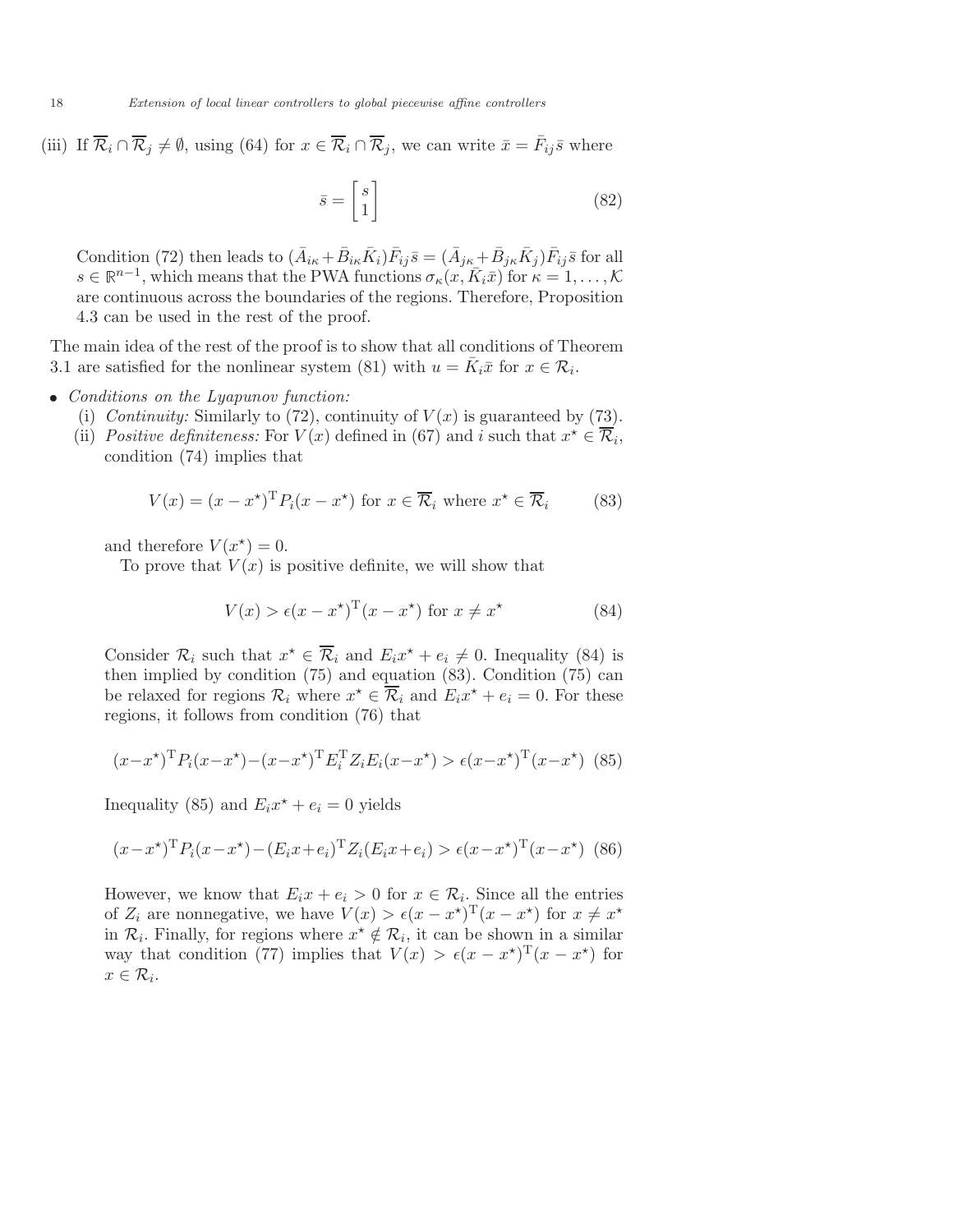(iii) If $\overline{\mathcal{R}}_i \cap \overline{\mathcal{R}}_j \neq \emptyset$, using (64) for $x \in \overline{\mathcal{R}}_i \cap \overline{\mathcal{R}}_j$, we can write $\bar{x} = \bar{F}_{ij}\bar{s}$ where

$$\bar{s} = \begin{bmatrix} s \\ 1 \end{bmatrix} \tag{82}$$

Condition (72) then leads to $(\bar{A}_{i\kappa} + \bar{B}_{i\kappa}\bar{K}_i)\bar{F}_{ij}\bar{s} = (\bar{A}_{j\kappa} + \bar{B}_{j\kappa}\bar{K}_j)\bar{F}_{ij}\bar{s}$ for all $s \in \mathbb{R}^{n-1}$, which means that the PWA functions $\sigma_\kappa(x, \bar{K}_i\bar{x})$ for $\kappa = 1, \ldots, \mathcal{K}$ are continuous across the boundaries of the regions. Therefore, Proposition 4.3 can be used in the rest of the proof.

The main idea of the rest of the proof is to show that all conditions of Theorem 3.1 are satisfied for the nonlinear system (81) with $u = \bar{K}_i\bar{x}$ for $x \in \mathcal{R}_i$.

- *Conditions on the Lyapunov function:*
  - (i) *Continuity:* Similarly to (72), continuity of $V(x)$ is guaranteed by (73).
  - (ii) *Positive definiteness:* For $V(x)$ defined in (67) and $i$ such that $x^\star \in \overline{\mathcal{R}}_i$, condition (74) implies that

    $$V(x) = (x - x^\star)^{\mathrm{T}} P_i (x - x^\star) \text{ for } x \in \overline{\mathcal{R}}_i \text{ where } x^\star \in \overline{\mathcal{R}}_i \tag{83}$$

    and therefore $V(x^\star) = 0$.

    To prove that $V(x)$ is positive definite, we will show that

    $$V(x) > \epsilon (x - x^\star)^{\mathrm{T}} (x - x^\star) \text{ for } x \neq x^\star \tag{84}$$

    Consider $\mathcal{R}_i$ such that $x^\star \in \overline{\mathcal{R}}_i$ and $E_i x^\star + e_i \neq 0$. Inequality (84) is then implied by condition (75) and equation (83). Condition (75) can be relaxed for regions $\mathcal{R}_i$ where $x^\star \in \overline{\mathcal{R}}_i$ and $E_i x^\star + e_i = 0$. For these regions, it follows from condition (76) that

    $$(x - x^\star)^{\mathrm{T}} P_i (x - x^\star) - (x - x^\star)^{\mathrm{T}} E_i^{\mathrm{T}} Z_i E_i (x - x^\star) > \epsilon (x - x^\star)^{\mathrm{T}} (x - x^\star) \tag{85}$$

    Inequality (85) and $E_i x^\star + e_i = 0$ yields

    $$(x - x^\star)^{\mathrm{T}} P_i (x - x^\star) - (E_i x + e_i)^{\mathrm{T}} Z_i (E_i x + e_i) > \epsilon (x - x^\star)^{\mathrm{T}} (x - x^\star) \tag{86}$$

    However, we know that $E_i x + e_i > 0$ for $x \in \mathcal{R}_i$. Since all the entries of $Z_i$ are nonnegative, we have $V(x) > \epsilon (x - x^\star)^{\mathrm{T}} (x - x^\star)$ for $x \neq x^\star$ in $\mathcal{R}_i$. Finally, for regions where $x^\star \notin \mathcal{R}_i$, it can be shown in a similar way that condition (77) implies that $V(x) > \epsilon (x - x^\star)^{\mathrm{T}} (x - x^\star)$ for $x \in \mathcal{R}_i$.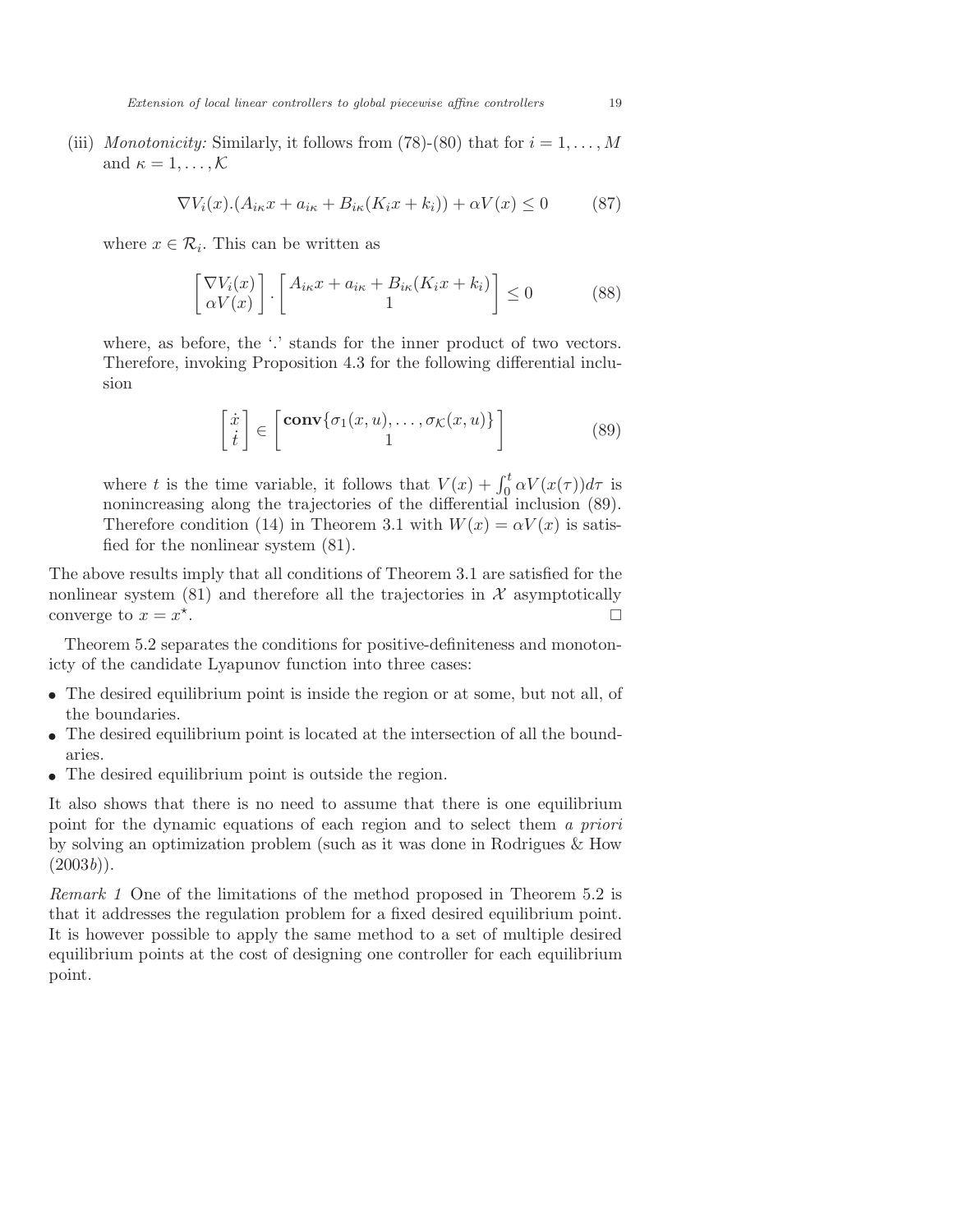(iii) *Monotonicity:* Similarly, it follows from (78)-(80) that for $i = 1, \ldots, M$ and $\kappa = 1, \ldots, \mathcal{K}$

$$\nabla V_i(x).(A_{i\kappa}x + a_{i\kappa} + B_{i\kappa}(K_i x + k_i)) + \alpha V(x) \leq 0 \tag{87}$$

where $x \in \mathcal{R}_i$. This can be written as

$$\begin{bmatrix} \nabla V_i(x) \\ \alpha V(x) \end{bmatrix} . \begin{bmatrix} A_{i\kappa}x + a_{i\kappa} + B_{i\kappa}(K_i x + k_i) \\ 1 \end{bmatrix} \leq 0 \tag{88}$$

where, as before, the '.' stands for the inner product of two vectors. Therefore, invoking Proposition 4.3 for the following differential inclusion

$$\begin{bmatrix} \dot{x} \\ \dot{t} \end{bmatrix} \in \begin{bmatrix} \mathbf{conv}\{\sigma_1(x,u), \ldots, \sigma_{\mathcal{K}}(x,u)\} \\ 1 \end{bmatrix} \tag{89}$$

where $t$ is the time variable, it follows that $V(x) + \int_0^t \alpha V(x(\tau))d\tau$ is nonincreasing along the trajectories of the differential inclusion (89). Therefore condition (14) in Theorem 3.1 with $W(x) = \alpha V(x)$ is satisfied for the nonlinear system (81).

The above results imply that all conditions of Theorem 3.1 are satisfied for the nonlinear system (81) and therefore all the trajectories in $\mathcal{X}$ asymptotically converge to $x = x^\star$. □

Theorem 5.2 separates the conditions for positive-definiteness and monotonicty of the candidate Lyapunov function into three cases:

- The desired equilibrium point is inside the region or at some, but not all, of the boundaries.
- The desired equilibrium point is located at the intersection of all the boundaries.
- The desired equilibrium point is outside the region.

It also shows that there is no need to assume that there is one equilibrium point for the dynamic equations of each region and to select them *a priori* by solving an optimization problem (such as it was done in Rodrigues & How (2003*b*)).

*Remark 1* One of the limitations of the method proposed in Theorem 5.2 is that it addresses the regulation problem for a fixed desired equilibrium point. It is however possible to apply the same method to a set of multiple desired equilibrium points at the cost of designing one controller for each equilibrium point.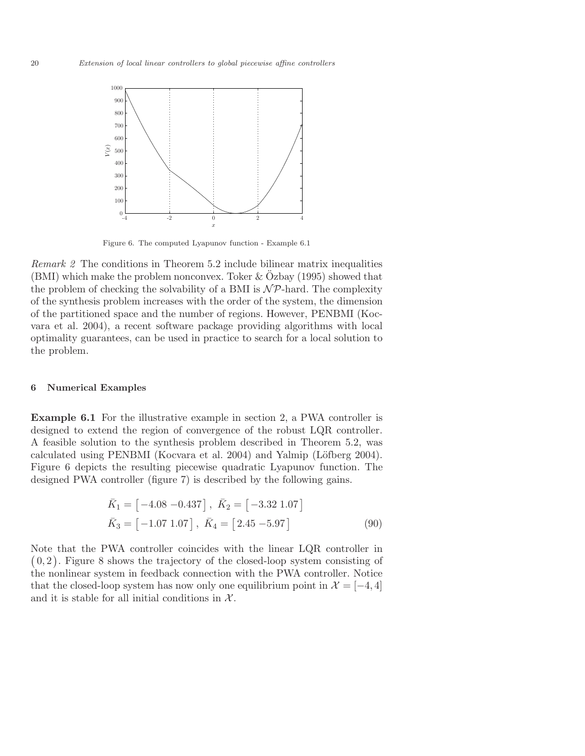Figure 6. The computed Lyapunov function - Example 6.1

*Remark 2* The conditions in Theorem 5.2 include bilinear matrix inequalities (BMI) which make the problem nonconvex. Toker & Özbay (1995) showed that the problem of checking the solvability of a BMI is $\mathcal{NP}$-hard. The complexity of the synthesis problem increases with the order of the system, the dimension of the partitioned space and the number of regions. However, PENBMI (Kocvara et al. 2004), a recent software package providing algorithms with local optimality guarantees, can be used in practice to search for a local solution to the problem.

## 6 Numerical Examples

**Example 6.1** For the illustrative example in section 2, a PWA controller is designed to extend the region of convergence of the robust LQR controller. A feasible solution to the synthesis problem described in Theorem 5.2, was calculated using PENBMI (Kocvara et al. 2004) and Yalmip (Löfberg 2004). Figure 6 depicts the resulting piecewise quadratic Lyapunov function. The designed PWA controller (figure 7) is described by the following gains.

$$
\begin{aligned}
\bar{K}_1 &= \begin{bmatrix} -4.08 & -0.437 \end{bmatrix}, \ \bar{K}_2 = \begin{bmatrix} -3.32 & 1.07 \end{bmatrix} \\
\bar{K}_3 &= \begin{bmatrix} -1.07 & 1.07 \end{bmatrix}, \ \bar{K}_4 = \begin{bmatrix} 2.45 & -5.97 \end{bmatrix}
\end{aligned} \tag{90}
$$

Note that the PWA controller coincides with the linear LQR controller in $(0, 2)$. Figure 8 shows the trajectory of the closed-loop system consisting of the nonlinear system in feedback connection with the PWA controller. Notice that the closed-loop system has now only one equilibrium point in $\mathcal{X} = [-4, 4]$ and it is stable for all initial conditions in $\mathcal{X}$.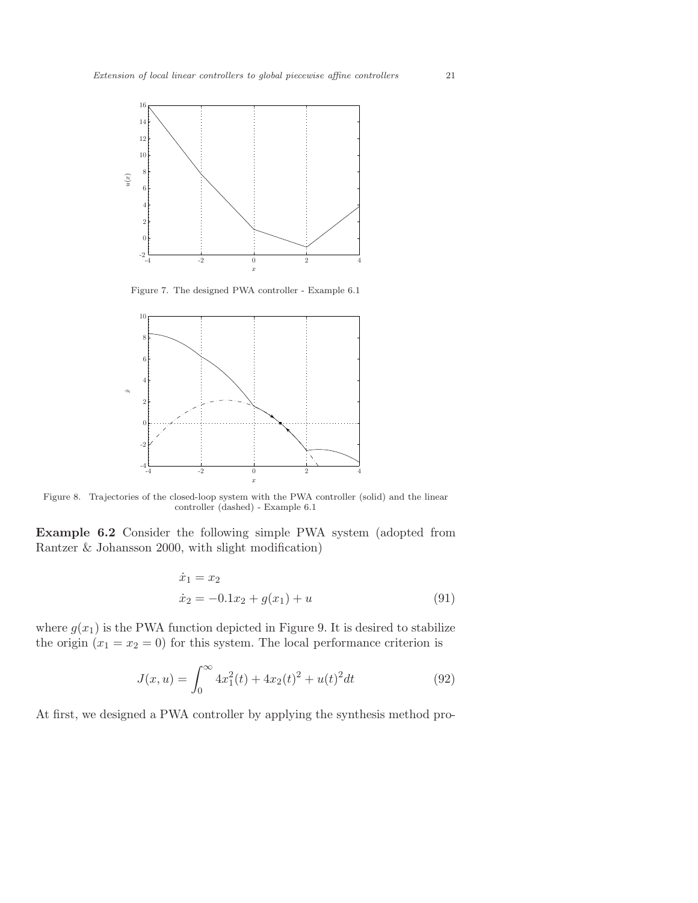Figure 7. The designed PWA controller - Example 6.1

Figure 8. Trajectories of the closed-loop system with the PWA controller (solid) and the linear controller (dashed) - Example 6.1

**Example 6.2** Consider the following simple PWA system (adopted from Rantzer & Johansson 2000, with slight modification)

$$
\begin{aligned}
\dot{x}_1 &= x_2 \\
\dot{x}_2 &= -0.1x_2 + g(x_1) + u
\end{aligned}
\tag{91}
$$

where $g(x_1)$ is the PWA function depicted in Figure 9. It is desired to stabilize the origin ($x_1 = x_2 = 0$) for this system. The local performance criterion is

$$
J(x, u) = \int_0^\infty 4x_1^2(t) + 4x_2(t)^2 + u(t)^2 dt \tag{92}
$$

At first, we designed a PWA controller by applying the synthesis method pro-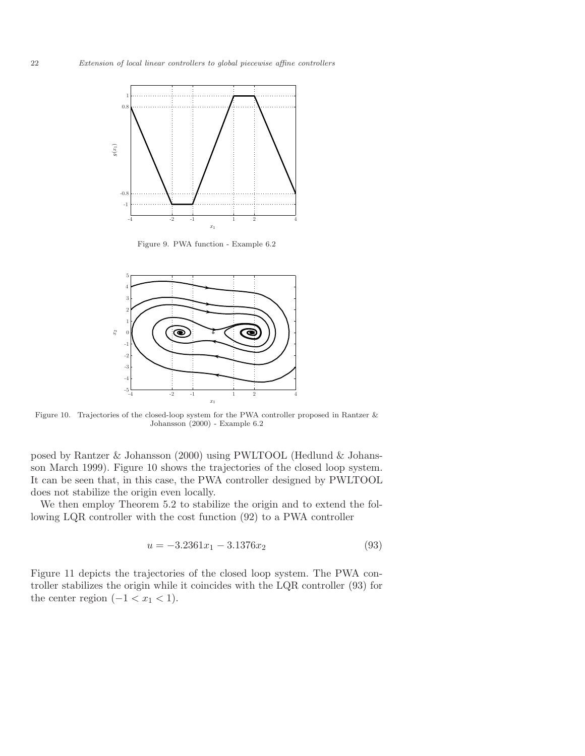Figure 9. PWA function - Example 6.2

Figure 10. Trajectories of the closed-loop system for the PWA controller proposed in Rantzer & Johansson (2000) - Example 6.2

posed by Rantzer & Johansson (2000) using PWLTOOL (Hedlund & Johansson March 1999). Figure 10 shows the trajectories of the closed loop system. It can be seen that, in this case, the PWA controller designed by PWLTOOL does not stabilize the origin even locally.

We then employ Theorem 5.2 to stabilize the origin and to extend the following LQR controller with the cost function (92) to a PWA controller

$$u = -3.2361x_1 - 3.1376x_2 \tag{93}$$

Figure 11 depicts the trajectories of the closed loop system. The PWA controller stabilizes the origin while it coincides with the LQR controller (93) for the center region $(-1 < x_1 < 1)$.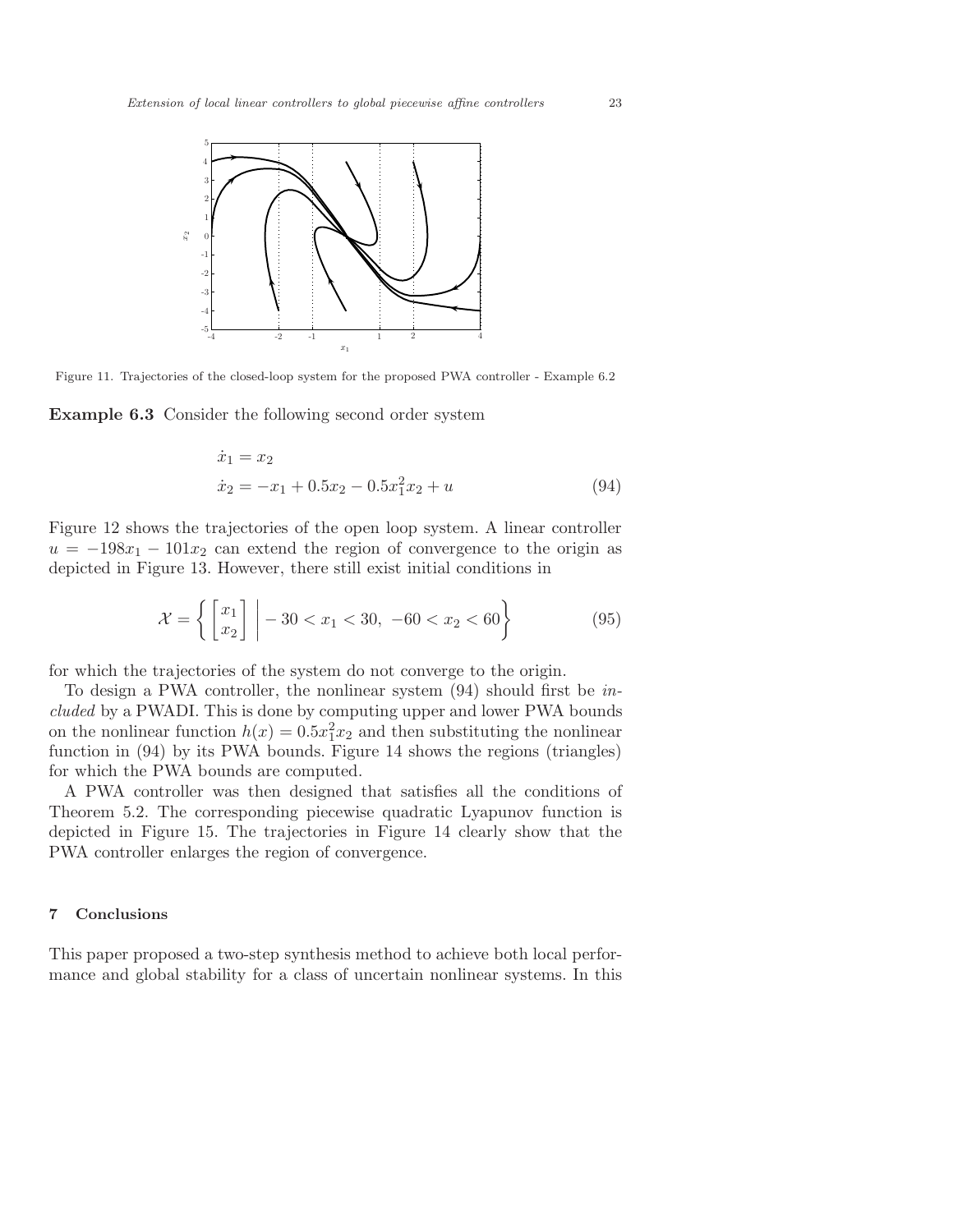Figure 11. Trajectories of the closed-loop system for the proposed PWA controller - Example 6.2

**Example 6.3** Consider the following second order system

$$
\begin{aligned}
\dot{x}_1 &= x_2 \\
\dot{x}_2 &= -x_1 + 0.5x_2 - 0.5x_1^2 x_2 + u
\end{aligned}
\tag{94}
$$

Figure 12 shows the trajectories of the open loop system. A linear controller $u = -198x_1 - 101x_2$ can extend the region of convergence to the origin as depicted in Figure 13. However, there still exist initial conditions in

$$
\mathcal{X} = \left\{ \begin{bmatrix} x_1 \\ x_2 \end{bmatrix} \middle| -30 < x_1 < 30,\ -60 < x_2 < 60 \right\} \tag{95}
$$

for which the trajectories of the system do not converge to the origin.

To design a PWA controller, the nonlinear system (94) should first be *included* by a PWADI. This is done by computing upper and lower PWA bounds on the nonlinear function $h(x) = 0.5x_1^2 x_2$ and then substituting the nonlinear function in (94) by its PWA bounds. Figure 14 shows the regions (triangles) for which the PWA bounds are computed.

A PWA controller was then designed that satisfies all the conditions of Theorem 5.2. The corresponding piecewise quadratic Lyapunov function is depicted in Figure 15. The trajectories in Figure 14 clearly show that the PWA controller enlarges the region of convergence.

## 7 Conclusions

This paper proposed a two-step synthesis method to achieve both local performance and global stability for a class of uncertain nonlinear systems. In this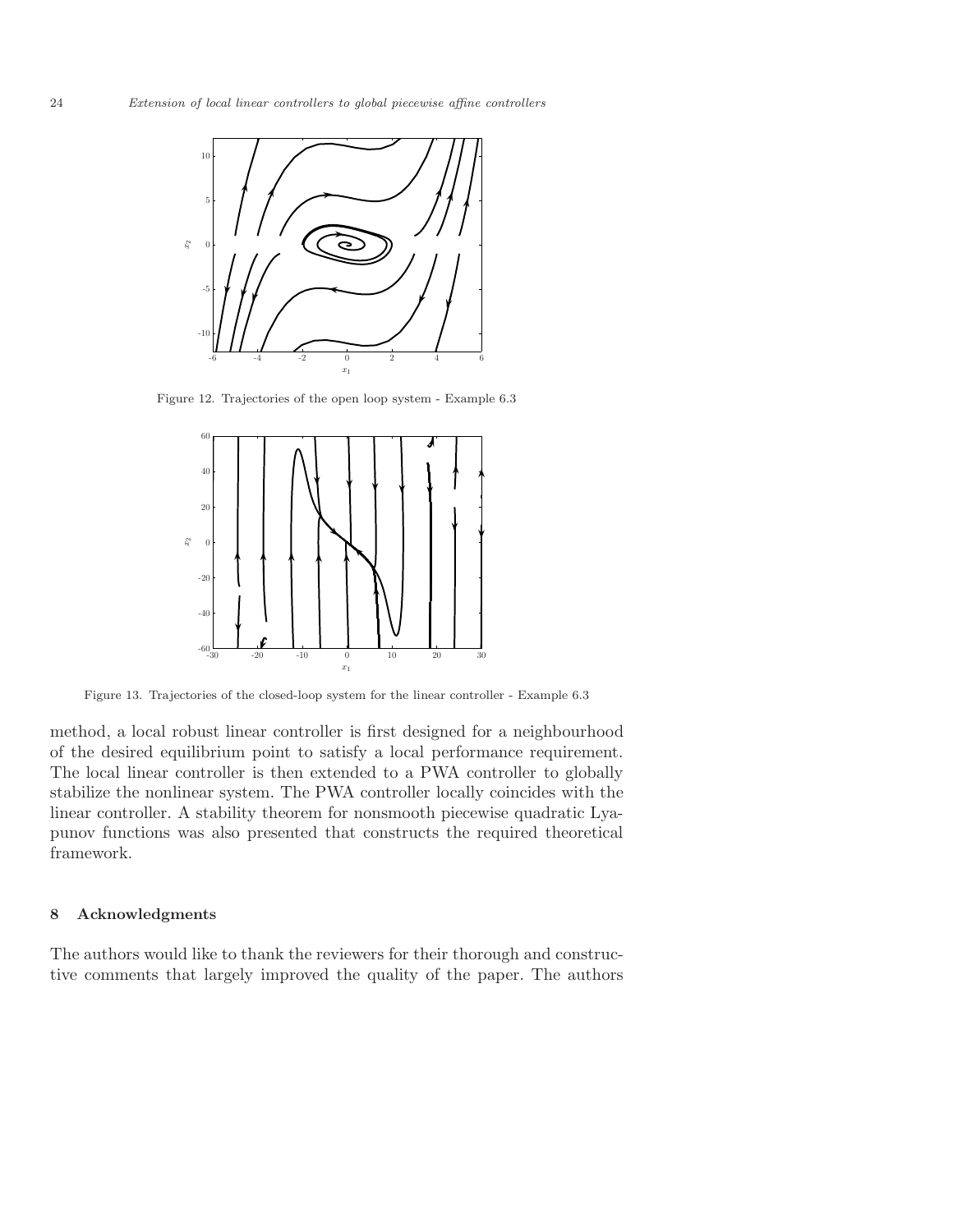Figure 12. Trajectories of the open loop system - Example 6.3

Figure 13. Trajectories of the closed-loop system for the linear controller - Example 6.3

method, a local robust linear controller is first designed for a neighbourhood of the desired equilibrium point to satisfy a local performance requirement. The local linear controller is then extended to a PWA controller to globally stabilize the nonlinear system. The PWA controller locally coincides with the linear controller. A stability theorem for nonsmooth piecewise quadratic Lyapunov functions was also presented that constructs the required theoretical framework.

## 8 Acknowledgments

The authors would like to thank the reviewers for their thorough and constructive comments that largely improved the quality of the paper. The authors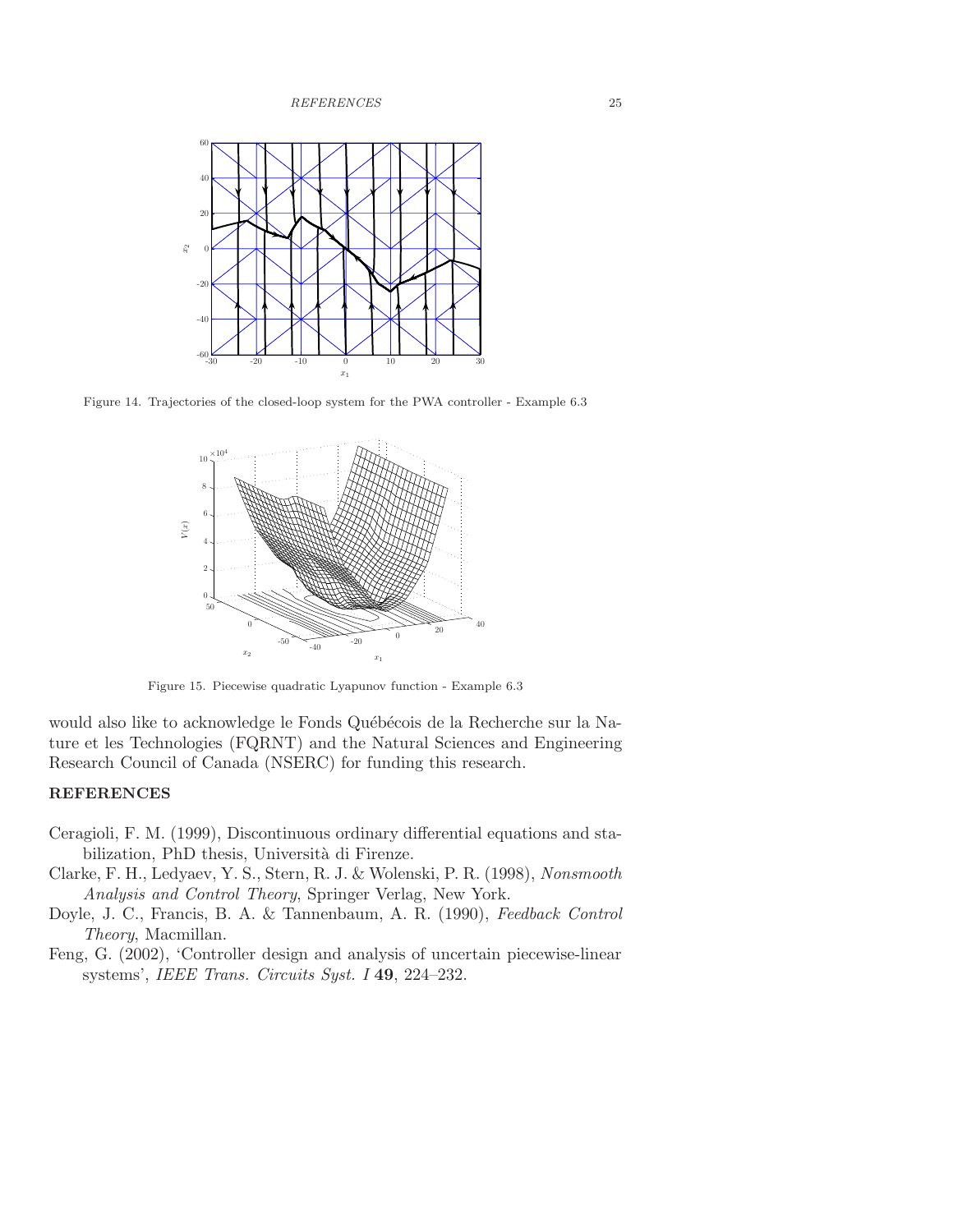Figure 14. Trajectories of the closed-loop system for the PWA controller - Example 6.3

Figure 15. Piecewise quadratic Lyapunov function - Example 6.3

would also like to acknowledge le Fonds Québécois de la Recherche sur la Nature et les Technologies (FQRNT) and the Natural Sciences and Engineering Research Council of Canada (NSERC) for funding this research.

## REFERENCES

Ceragioli, F. M. (1999), Discontinuous ordinary differential equations and stabilization, PhD thesis, Università di Firenze.

Clarke, F. H., Ledyaev, Y. S., Stern, R. J. & Wolenski, P. R. (1998), *Nonsmooth Analysis and Control Theory*, Springer Verlag, New York.

Doyle, J. C., Francis, B. A. & Tannenbaum, A. R. (1990), *Feedback Control Theory*, Macmillan.

Feng, G. (2002), 'Controller design and analysis of uncertain piecewise-linear systems', *IEEE Trans. Circuits Syst. I* **49**, 224–232.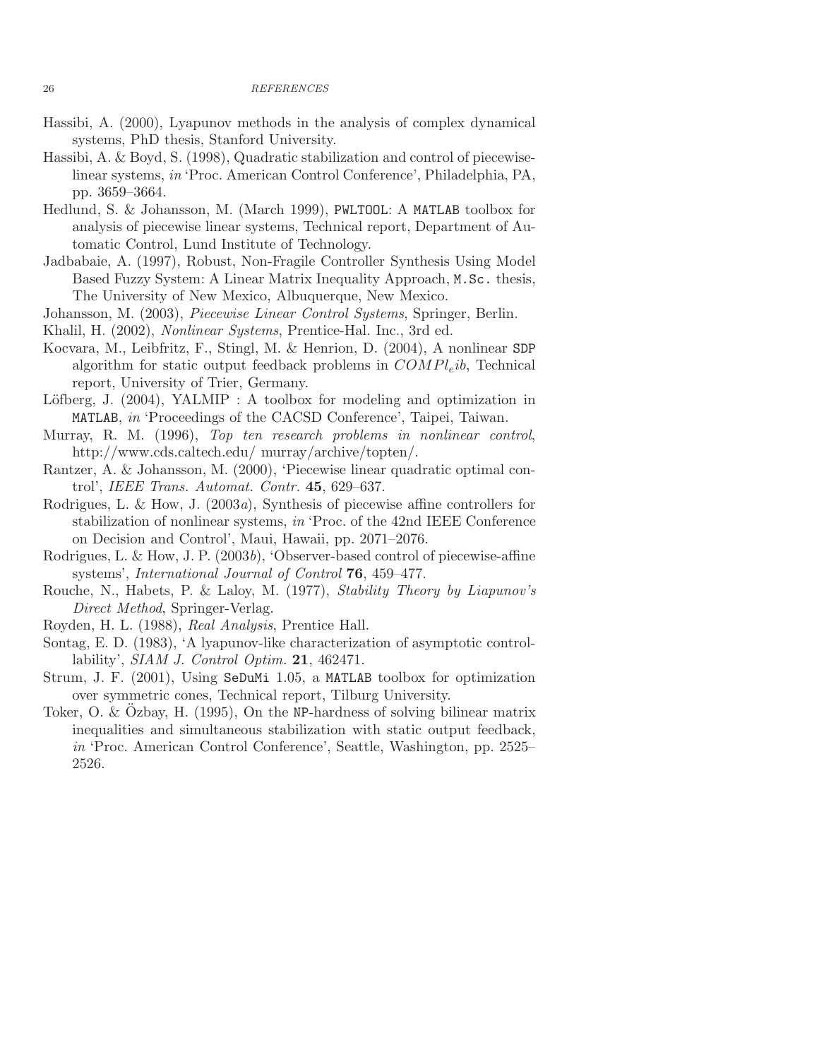Hassibi, A. (2000), Lyapunov methods in the analysis of complex dynamical systems, PhD thesis, Stanford University.

Hassibi, A. & Boyd, S. (1998), Quadratic stabilization and control of piecewise-linear systems, *in* 'Proc. American Control Conference', Philadelphia, PA, pp. 3659–3664.

Hedlund, S. & Johansson, M. (March 1999), PWLTOOL: A MATLAB toolbox for analysis of piecewise linear systems, Technical report, Department of Automatic Control, Lund Institute of Technology.

Jadbabaie, A. (1997), Robust, Non-Fragile Controller Synthesis Using Model Based Fuzzy System: A Linear Matrix Inequality Approach, M.Sc. thesis, The University of New Mexico, Albuquerque, New Mexico.

Johansson, M. (2003), *Piecewise Linear Control Systems*, Springer, Berlin.

Khalil, H. (2002), *Nonlinear Systems*, Prentice-Hal. Inc., 3rd ed.

Kocvara, M., Leibfritz, F., Stingl, M. & Henrion, D. (2004), A nonlinear SDP algorithm for static output feedback problems in $COMPl_eib$, Technical report, University of Trier, Germany.

Löfberg, J. (2004), YALMIP : A toolbox for modeling and optimization in MATLAB, *in* 'Proceedings of the CACSD Conference', Taipei, Taiwan.

Murray, R. M. (1996), *Top ten research problems in nonlinear control*, http://www.cds.caltech.edu/ murray/archive/topten/.

Rantzer, A. & Johansson, M. (2000), 'Piecewise linear quadratic optimal control', *IEEE Trans. Automat. Contr.* **45**, 629–637.

Rodrigues, L. & How, J. (2003*a*), Synthesis of piecewise affine controllers for stabilization of nonlinear systems, *in* 'Proc. of the 42nd IEEE Conference on Decision and Control', Maui, Hawaii, pp. 2071–2076.

Rodrigues, L. & How, J. P. (2003*b*), 'Observer-based control of piecewise-affine systems', *International Journal of Control* **76**, 459–477.

Rouche, N., Habets, P. & Laloy, M. (1977), *Stability Theory by Liapunov's Direct Method*, Springer-Verlag.

Royden, H. L. (1988), *Real Analysis*, Prentice Hall.

Sontag, E. D. (1983), 'A lyapunov-like characterization of asymptotic controllability', *SIAM J. Control Optim.* **21**, 462471.

Strum, J. F. (2001), Using SeDuMi 1.05, a MATLAB toolbox for optimization over symmetric cones, Technical report, Tilburg University.

Toker, O. & Özbay, H. (1995), On the NP-hardness of solving bilinear matrix inequalities and simultaneous stabilization with static output feedback, *in* 'Proc. American Control Conference', Seattle, Washington, pp. 2525–2526.